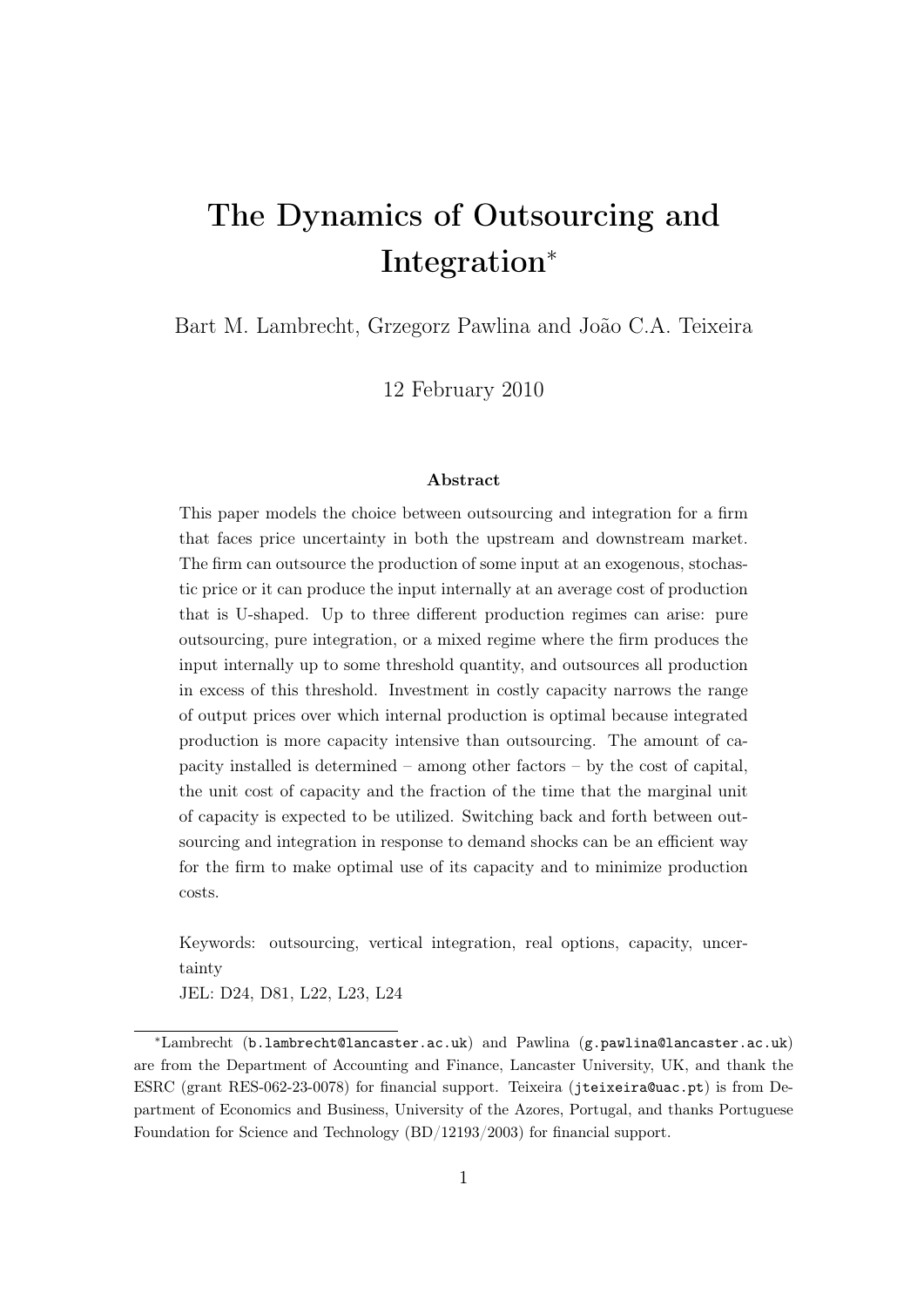# The Dynamics of Outsourcing and Integration*

Bart M. Lambrecht, Grzegorz Pawlina and João C.A. Teixeira

12 February 2010

### Abstract

This paper models the choice between outsourcing and integration for a firm that faces price uncertainty in both the upstream and downstream market. The firm can outsource the production of some input at an exogenous, stochastic price or it can produce the input internally at an average cost of production that is U-shaped. Up to three different production regimes can arise: pure outsourcing, pure integration, or a mixed regime where the firm produces the input internally up to some threshold quantity, and outsources all production in excess of this threshold. Investment in costly capacity narrows the range of output prices over which internal production is optimal because integrated production is more capacity intensive than outsourcing. The amount of capacity installed is determined – among other factors – by the cost of capital, the unit cost of capacity and the fraction of the time that the marginal unit of capacity is expected to be utilized. Switching back and forth between outsourcing and integration in response to demand shocks can be an efficient way for the firm to make optimal use of its capacity and to minimize production costs.

Keywords: outsourcing, vertical integration, real options, capacity, uncertainty

JEL: D24, D81, L22, L23, L24

---

*Lambrecht (b.lambrecht@lancaster.ac.uk) and Pawlina (g.pawlina@lancaster.ac.uk) are from the Department of Accounting and Finance, Lancaster University, UK, and thank the ESRC (grant RES-062-23-0078) for financial support. Teixeira (jteixeira@uac.pt) is from Department of Economics and Business, University of the Azores, Portugal, and thanks Portuguese Foundation for Science and Technology (BD/12193/2003) for financial support.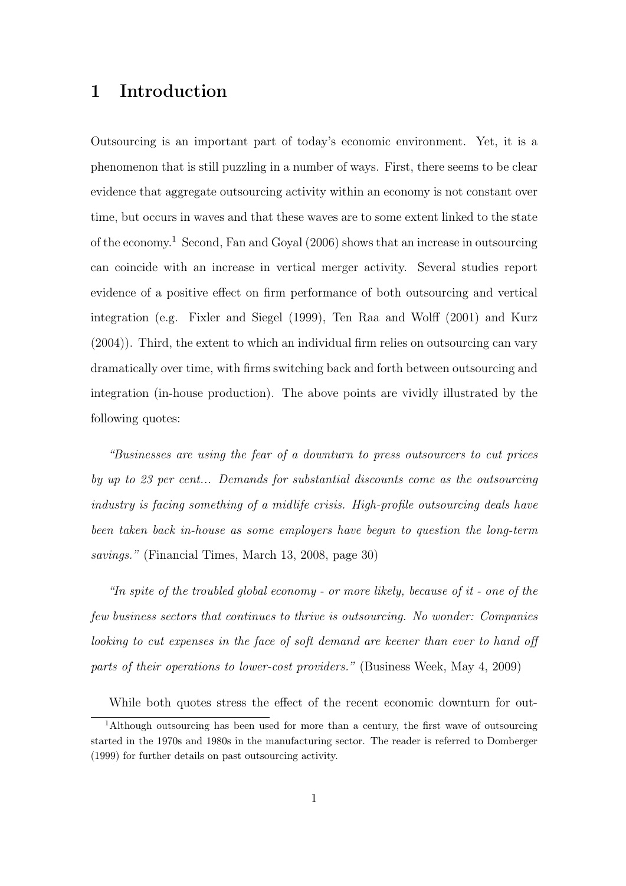# 1 Introduction

Outsourcing is an important part of today's economic environment. Yet, it is a phenomenon that is still puzzling in a number of ways. First, there seems to be clear evidence that aggregate outsourcing activity within an economy is not constant over time, but occurs in waves and that these waves are to some extent linked to the state of the economy.[1] Second, Fan and Goyal (2006) shows that an increase in outsourcing can coincide with an increase in vertical merger activity. Several studies report evidence of a positive effect on firm performance of both outsourcing and vertical integration (e.g. Fixler and Siegel (1999), Ten Raa and Wolff (2001) and Kurz (2004)). Third, the extent to which an individual firm relies on outsourcing can vary dramatically over time, with firms switching back and forth between outsourcing and integration (in-house production). The above points are vividly illustrated by the following quotes:

*"Businesses are using the fear of a downturn to press outsourcers to cut prices by up to 23 per cent... Demands for substantial discounts come as the outsourcing industry is facing something of a midlife crisis. High-profile outsourcing deals have been taken back in-house as some employers have begun to question the long-term savings."* (Financial Times, March 13, 2008, page 30)

*"In spite of the troubled global economy - or more likely, because of it - one of the few business sectors that continues to thrive is outsourcing. No wonder: Companies looking to cut expenses in the face of soft demand are keener than ever to hand off parts of their operations to lower-cost providers."* (Business Week, May 4, 2009)

While both quotes stress the effect of the recent economic downturn for out-

[1] Although outsourcing has been used for more than a century, the first wave of outsourcing started in the 1970s and 1980s in the manufacturing sector. The reader is referred to Domberger (1999) for further details on past outsourcing activity.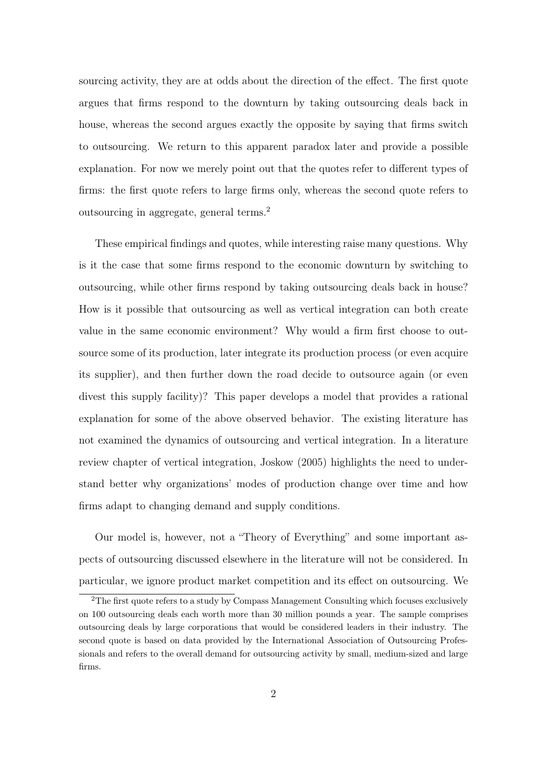sourcing activity, they are at odds about the direction of the effect. The first quote argues that firms respond to the downturn by taking outsourcing deals back in house, whereas the second argues exactly the opposite by saying that firms switch to outsourcing. We return to this apparent paradox later and provide a possible explanation. For now we merely point out that the quotes refer to different types of firms: the first quote refers to large firms only, whereas the second quote refers to outsourcing in aggregate, general terms.[2]

These empirical findings and quotes, while interesting raise many questions. Why is it the case that some firms respond to the economic downturn by switching to outsourcing, while other firms respond by taking outsourcing deals back in house? How is it possible that outsourcing as well as vertical integration can both create value in the same economic environment? Why would a firm first choose to outsource some of its production, later integrate its production process (or even acquire its supplier), and then further down the road decide to outsource again (or even divest this supply facility)? This paper develops a model that provides a rational explanation for some of the above observed behavior. The existing literature has not examined the dynamics of outsourcing and vertical integration. In a literature review chapter of vertical integration, Joskow (2005) highlights the need to understand better why organizations' modes of production change over time and how firms adapt to changing demand and supply conditions.

Our model is, however, not a "Theory of Everything" and some important aspects of outsourcing discussed elsewhere in the literature will not be considered. In particular, we ignore product market competition and its effect on outsourcing. We

[2] The first quote refers to a study by Compass Management Consulting which focuses exclusively on 100 outsourcing deals each worth more than 30 million pounds a year. The sample comprises outsourcing deals by large corporations that would be considered leaders in their industry. The second quote is based on data provided by the International Association of Outsourcing Professionals and refers to the overall demand for outsourcing activity by small, medium-sized and large firms.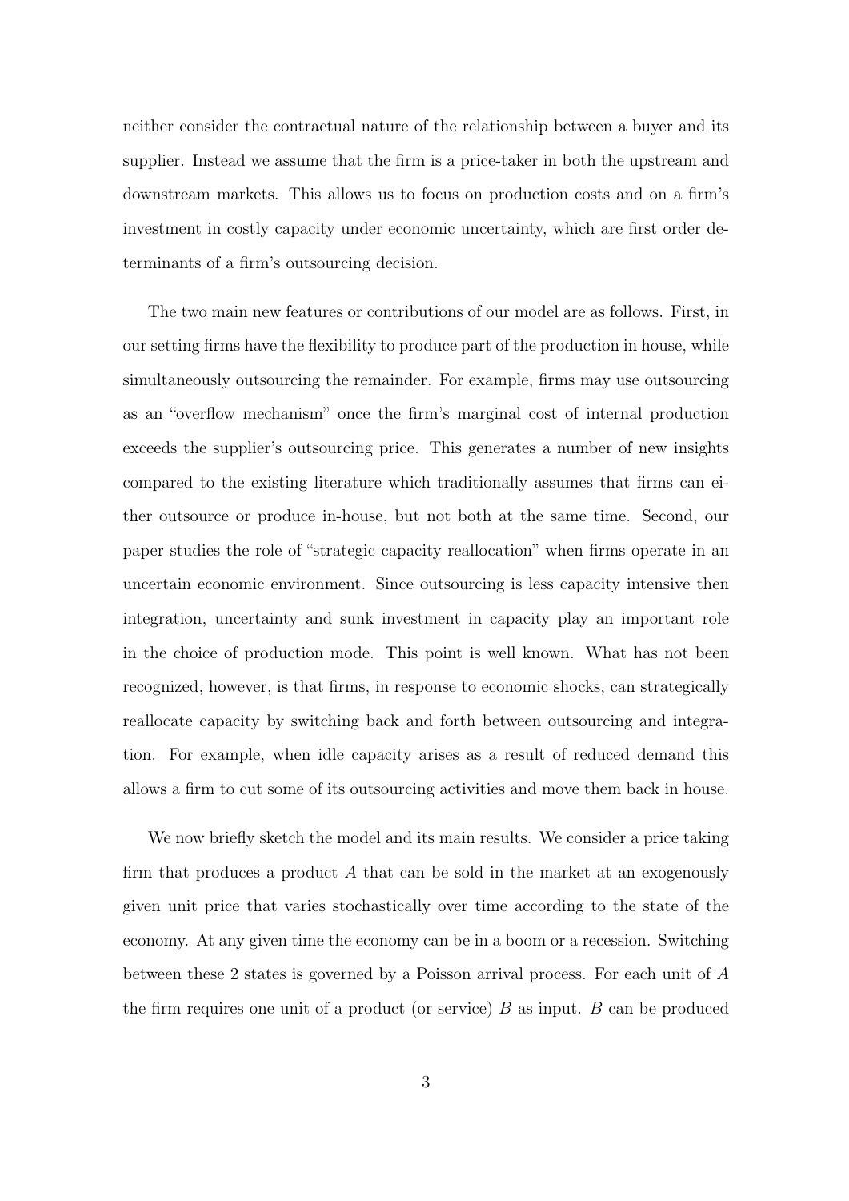neither consider the contractual nature of the relationship between a buyer and its supplier. Instead we assume that the firm is a price-taker in both the upstream and downstream markets. This allows us to focus on production costs and on a firm's investment in costly capacity under economic uncertainty, which are first order determinants of a firm's outsourcing decision.

The two main new features or contributions of our model are as follows. First, in our setting firms have the flexibility to produce part of the production in house, while simultaneously outsourcing the remainder. For example, firms may use outsourcing as an "overflow mechanism" once the firm's marginal cost of internal production exceeds the supplier's outsourcing price. This generates a number of new insights compared to the existing literature which traditionally assumes that firms can either outsource or produce in-house, but not both at the same time. Second, our paper studies the role of "strategic capacity reallocation" when firms operate in an uncertain economic environment. Since outsourcing is less capacity intensive then integration, uncertainty and sunk investment in capacity play an important role in the choice of production mode. This point is well known. What has not been recognized, however, is that firms, in response to economic shocks, can strategically reallocate capacity by switching back and forth between outsourcing and integration. For example, when idle capacity arises as a result of reduced demand this allows a firm to cut some of its outsourcing activities and move them back in house.

We now briefly sketch the model and its main results. We consider a price taking firm that produces a product $A$ that can be sold in the market at an exogenously given unit price that varies stochastically over time according to the state of the economy. At any given time the economy can be in a boom or a recession. Switching between these 2 states is governed by a Poisson arrival process. For each unit of $A$ the firm requires one unit of a product (or service) $B$ as input. $B$ can be produced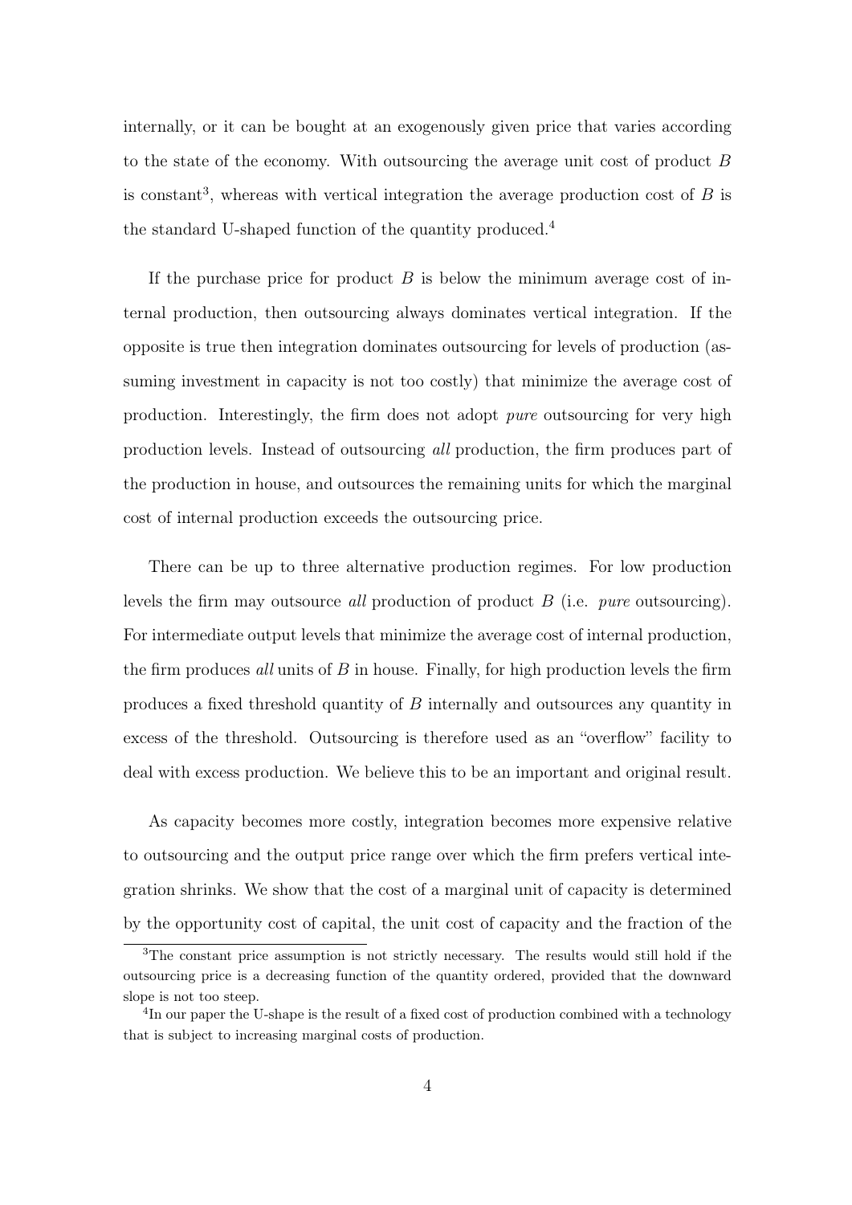internally, or it can be bought at an exogenously given price that varies according to the state of the economy. With outsourcing the average unit cost of product $B$ is constant[3], whereas with vertical integration the average production cost of $B$ is the standard U-shaped function of the quantity produced.[4]

If the purchase price for product $B$ is below the minimum average cost of internal production, then outsourcing always dominates vertical integration. If the opposite is true then integration dominates outsourcing for levels of production (assuming investment in capacity is not too costly) that minimize the average cost of production. Interestingly, the firm does not adopt *pure* outsourcing for very high production levels. Instead of outsourcing *all* production, the firm produces part of the production in house, and outsources the remaining units for which the marginal cost of internal production exceeds the outsourcing price.

There can be up to three alternative production regimes. For low production levels the firm may outsource *all* production of product $B$ (i.e. *pure* outsourcing). For intermediate output levels that minimize the average cost of internal production, the firm produces *all* units of $B$ in house. Finally, for high production levels the firm produces a fixed threshold quantity of $B$ internally and outsources any quantity in excess of the threshold. Outsourcing is therefore used as an "overflow" facility to deal with excess production. We believe this to be an important and original result.

As capacity becomes more costly, integration becomes more expensive relative to outsourcing and the output price range over which the firm prefers vertical integration shrinks. We show that the cost of a marginal unit of capacity is determined by the opportunity cost of capital, the unit cost of capacity and the fraction of the

[3]The constant price assumption is not strictly necessary. The results would still hold if the outsourcing price is a decreasing function of the quantity ordered, provided that the downward slope is not too steep.

[4]In our paper the U-shape is the result of a fixed cost of production combined with a technology that is subject to increasing marginal costs of production.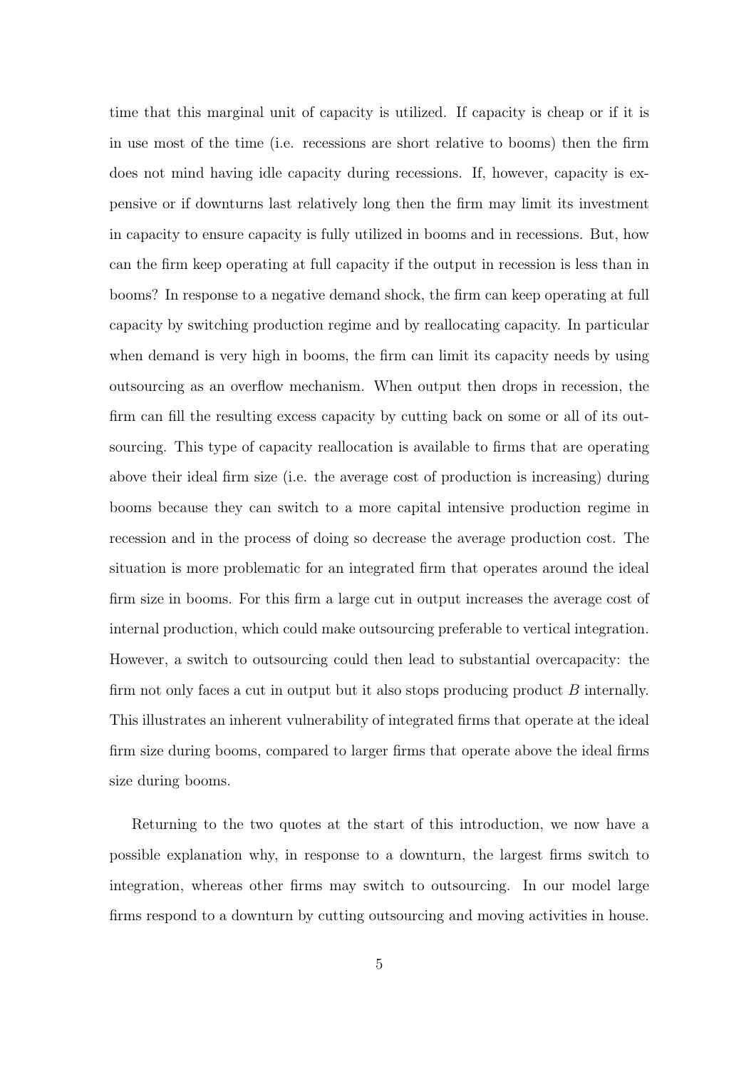time that this marginal unit of capacity is utilized. If capacity is cheap or if it is in use most of the time (i.e. recessions are short relative to booms) then the firm does not mind having idle capacity during recessions. If, however, capacity is expensive or if downturns last relatively long then the firm may limit its investment in capacity to ensure capacity is fully utilized in booms and in recessions. But, how can the firm keep operating at full capacity if the output in recession is less than in booms? In response to a negative demand shock, the firm can keep operating at full capacity by switching production regime and by reallocating capacity. In particular when demand is very high in booms, the firm can limit its capacity needs by using outsourcing as an overflow mechanism. When output then drops in recession, the firm can fill the resulting excess capacity by cutting back on some or all of its outsourcing. This type of capacity reallocation is available to firms that are operating above their ideal firm size (i.e. the average cost of production is increasing) during booms because they can switch to a more capital intensive production regime in recession and in the process of doing so decrease the average production cost. The situation is more problematic for an integrated firm that operates around the ideal firm size in booms. For this firm a large cut in output increases the average cost of internal production, which could make outsourcing preferable to vertical integration. However, a switch to outsourcing could then lead to substantial overcapacity: the firm not only faces a cut in output but it also stops producing product $B$ internally. This illustrates an inherent vulnerability of integrated firms that operate at the ideal firm size during booms, compared to larger firms that operate above the ideal firms size during booms.

Returning to the two quotes at the start of this introduction, we now have a possible explanation why, in response to a downturn, the largest firms switch to integration, whereas other firms may switch to outsourcing. In our model large firms respond to a downturn by cutting outsourcing and moving activities in house.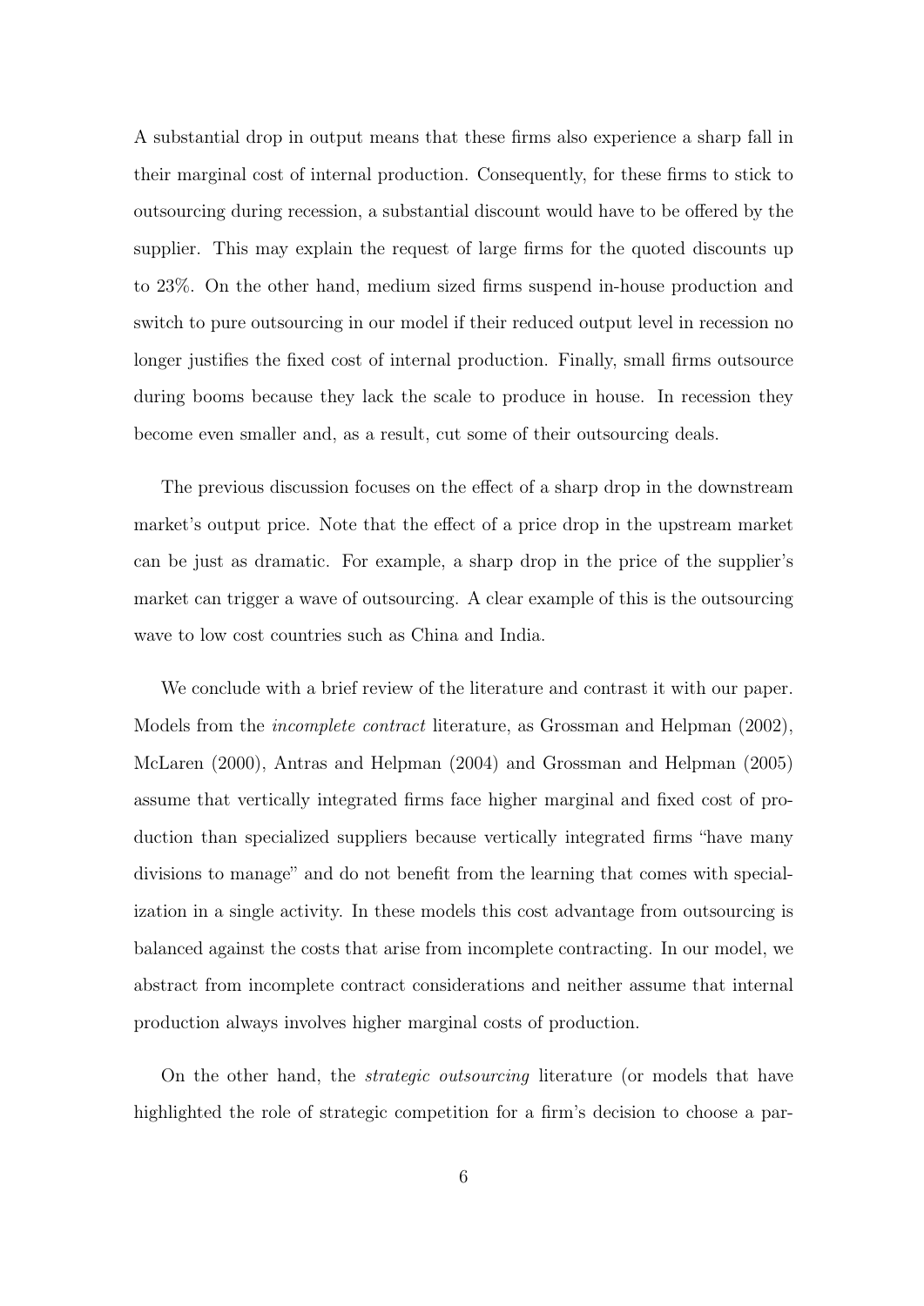A substantial drop in output means that these firms also experience a sharp fall in their marginal cost of internal production. Consequently, for these firms to stick to outsourcing during recession, a substantial discount would have to be offered by the supplier. This may explain the request of large firms for the quoted discounts up to 23%. On the other hand, medium sized firms suspend in-house production and switch to pure outsourcing in our model if their reduced output level in recession no longer justifies the fixed cost of internal production. Finally, small firms outsource during booms because they lack the scale to produce in house. In recession they become even smaller and, as a result, cut some of their outsourcing deals.

The previous discussion focuses on the effect of a sharp drop in the downstream market's output price. Note that the effect of a price drop in the upstream market can be just as dramatic. For example, a sharp drop in the price of the supplier's market can trigger a wave of outsourcing. A clear example of this is the outsourcing wave to low cost countries such as China and India.

We conclude with a brief review of the literature and contrast it with our paper. Models from the *incomplete contract* literature, as Grossman and Helpman (2002), McLaren (2000), Antras and Helpman (2004) and Grossman and Helpman (2005) assume that vertically integrated firms face higher marginal and fixed cost of production than specialized suppliers because vertically integrated firms "have many divisions to manage" and do not benefit from the learning that comes with specialization in a single activity. In these models this cost advantage from outsourcing is balanced against the costs that arise from incomplete contracting. In our model, we abstract from incomplete contract considerations and neither assume that internal production always involves higher marginal costs of production.

On the other hand, the *strategic outsourcing* literature (or models that have highlighted the role of strategic competition for a firm's decision to choose a par-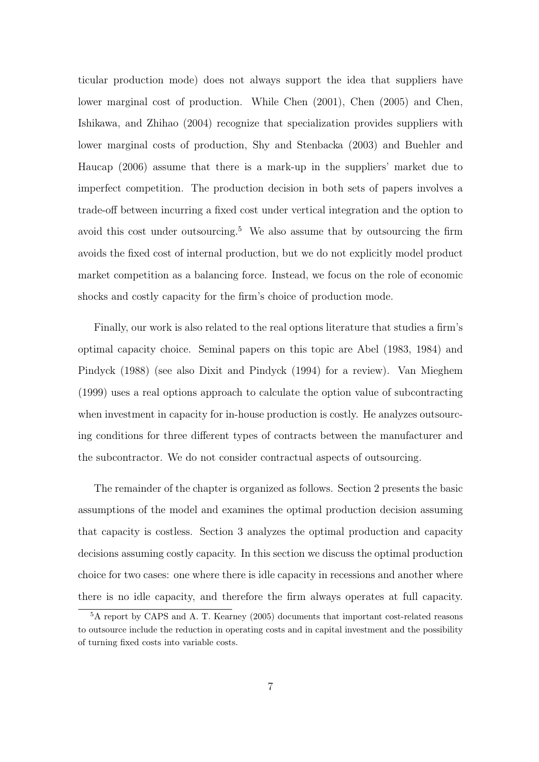ticular production mode) does not always support the idea that suppliers have lower marginal cost of production. While Chen (2001), Chen (2005) and Chen, Ishikawa, and Zhihao (2004) recognize that specialization provides suppliers with lower marginal costs of production, Shy and Stenbacka (2003) and Buehler and Haucap (2006) assume that there is a mark-up in the suppliers' market due to imperfect competition. The production decision in both sets of papers involves a trade-off between incurring a fixed cost under vertical integration and the option to avoid this cost under outsourcing.[5] We also assume that by outsourcing the firm avoids the fixed cost of internal production, but we do not explicitly model product market competition as a balancing force. Instead, we focus on the role of economic shocks and costly capacity for the firm's choice of production mode.

Finally, our work is also related to the real options literature that studies a firm's optimal capacity choice. Seminal papers on this topic are Abel (1983, 1984) and Pindyck (1988) (see also Dixit and Pindyck (1994) for a review). Van Mieghem (1999) uses a real options approach to calculate the option value of subcontracting when investment in capacity for in-house production is costly. He analyzes outsourcing conditions for three different types of contracts between the manufacturer and the subcontractor. We do not consider contractual aspects of outsourcing.

The remainder of the chapter is organized as follows. Section 2 presents the basic assumptions of the model and examines the optimal production decision assuming that capacity is costless. Section 3 analyzes the optimal production and capacity decisions assuming costly capacity. In this section we discuss the optimal production choice for two cases: one where there is idle capacity in recessions and another where there is no idle capacity, and therefore the firm always operates at full capacity.

[5] A report by CAPS and A. T. Kearney (2005) documents that important cost-related reasons to outsource include the reduction in operating costs and in capital investment and the possibility of turning fixed costs into variable costs.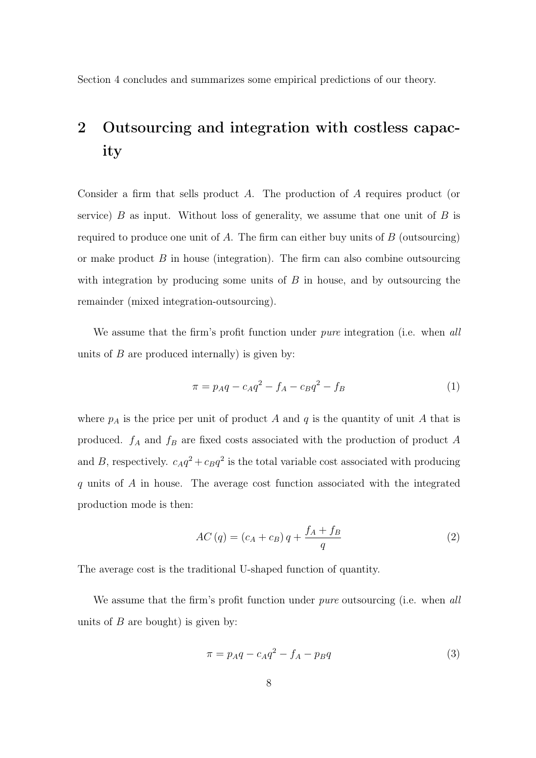Section 4 concludes and summarizes some empirical predictions of our theory.

## 2 Outsourcing and integration with costless capacity

Consider a firm that sells product $A$. The production of $A$ requires product (or service) $B$ as input. Without loss of generality, we assume that one unit of $B$ is required to produce one unit of $A$. The firm can either buy units of $B$ (outsourcing) or make product $B$ in house (integration). The firm can also combine outsourcing with integration by producing some units of $B$ in house, and by outsourcing the remainder (mixed integration-outsourcing).

We assume that the firm's profit function under *pure* integration (i.e. when *all* units of $B$ are produced internally) is given by:

$$\pi = p_A q - c_A q^2 - f_A - c_B q^2 - f_B \tag{1}$$

where $p_A$ is the price per unit of product $A$ and $q$ is the quantity of unit $A$ that is produced. $f_A$ and $f_B$ are fixed costs associated with the production of product $A$ and $B$, respectively. $c_A q^2 + c_B q^2$ is the total variable cost associated with producing $q$ units of $A$ in house. The average cost function associated with the integrated production mode is then:

$$AC(q) = (c_A + c_B)\, q + \frac{f_A + f_B}{q} \tag{2}$$

The average cost is the traditional U-shaped function of quantity.

We assume that the firm's profit function under *pure* outsourcing (i.e. when *all* units of $B$ are bought) is given by:

$$\pi = p_A q - c_A q^2 - f_A - p_B q \tag{3}$$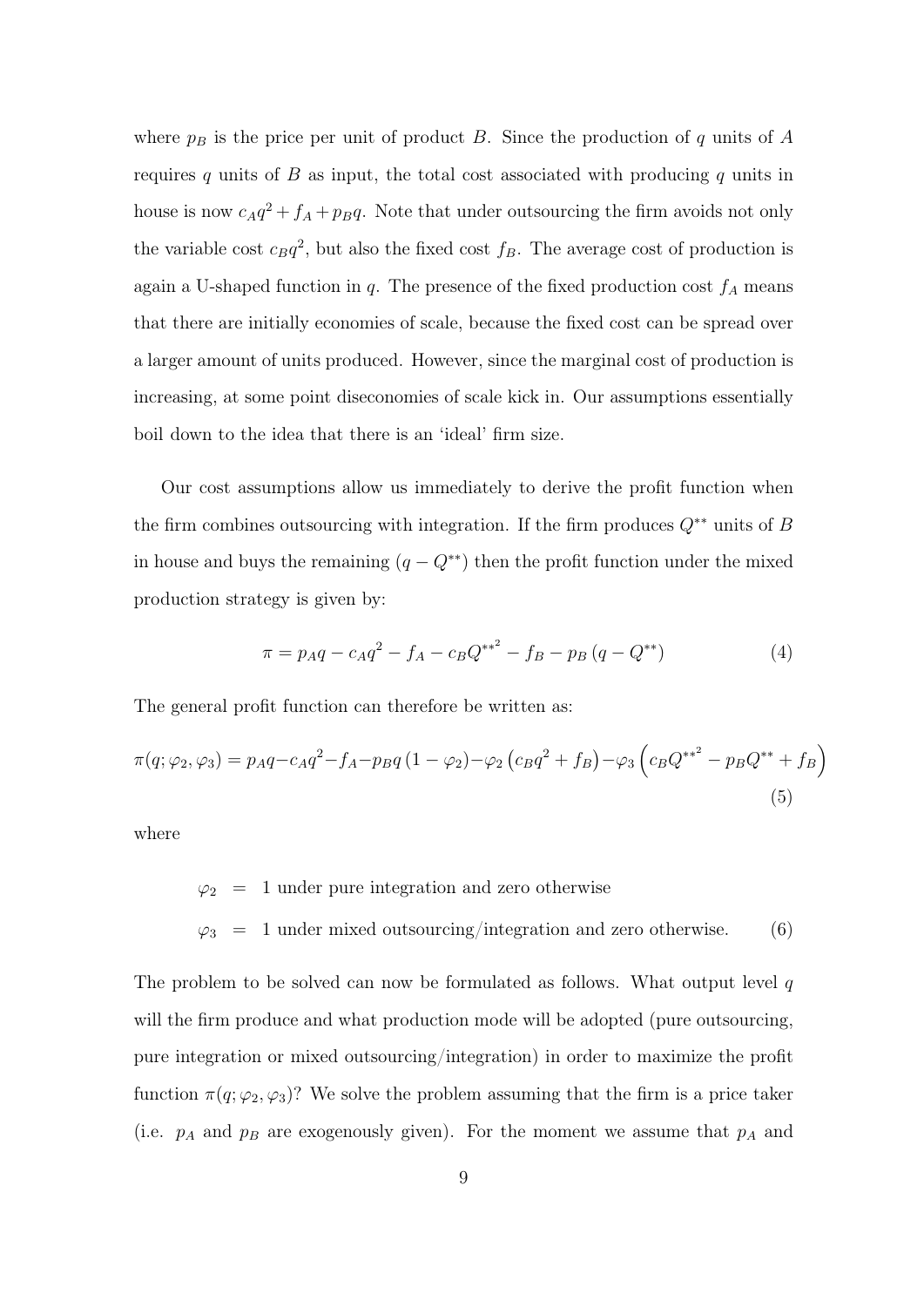where $p_B$ is the price per unit of product $B$. Since the production of $q$ units of $A$ requires $q$ units of $B$ as input, the total cost associated with producing $q$ units in house is now $c_A q^2 + f_A + p_B q$. Note that under outsourcing the firm avoids not only the variable cost $c_B q^2$, but also the fixed cost $f_B$. The average cost of production is again a U-shaped function in $q$. The presence of the fixed production cost $f_A$ means that there are initially economies of scale, because the fixed cost can be spread over a larger amount of units produced. However, since the marginal cost of production is increasing, at some point diseconomies of scale kick in. Our assumptions essentially boil down to the idea that there is an 'ideal' firm size.

Our cost assumptions allow us immediately to derive the profit function when the firm combines outsourcing with integration. If the firm produces $Q^{**}$ units of $B$ in house and buys the remaining $(q - Q^{**})$ then the profit function under the mixed production strategy is given by:

$$\pi = p_A q - c_A q^2 - f_A - c_B {Q^{**}}^2 - f_B - p_B \left(q - Q^{**}\right) \tag{4}$$

The general profit function can therefore be written as:

$$\pi(q; \varphi_2, \varphi_3) = p_A q - c_A q^2 - f_A - p_B q \left(1 - \varphi_2\right) - \varphi_2 \left(c_B q^2 + f_B\right) - \varphi_3 \left(c_B {Q^{**}}^2 - p_B Q^{**} + f_B\right) \tag{5}$$

where

$$\begin{aligned} \varphi_2 &= \text{ 1 under pure integration and zero otherwise} \\ \varphi_3 &= \text{ 1 under mixed outsourcing/integration and zero otherwise.} \end{aligned} \tag{6}$$

The problem to be solved can now be formulated as follows. What output level $q$ will the firm produce and what production mode will be adopted (pure outsourcing, pure integration or mixed outsourcing/integration) in order to maximize the profit function $\pi(q; \varphi_2, \varphi_3)$? We solve the problem assuming that the firm is a price taker (i.e. $p_A$ and $p_B$ are exogenously given). For the moment we assume that $p_A$ and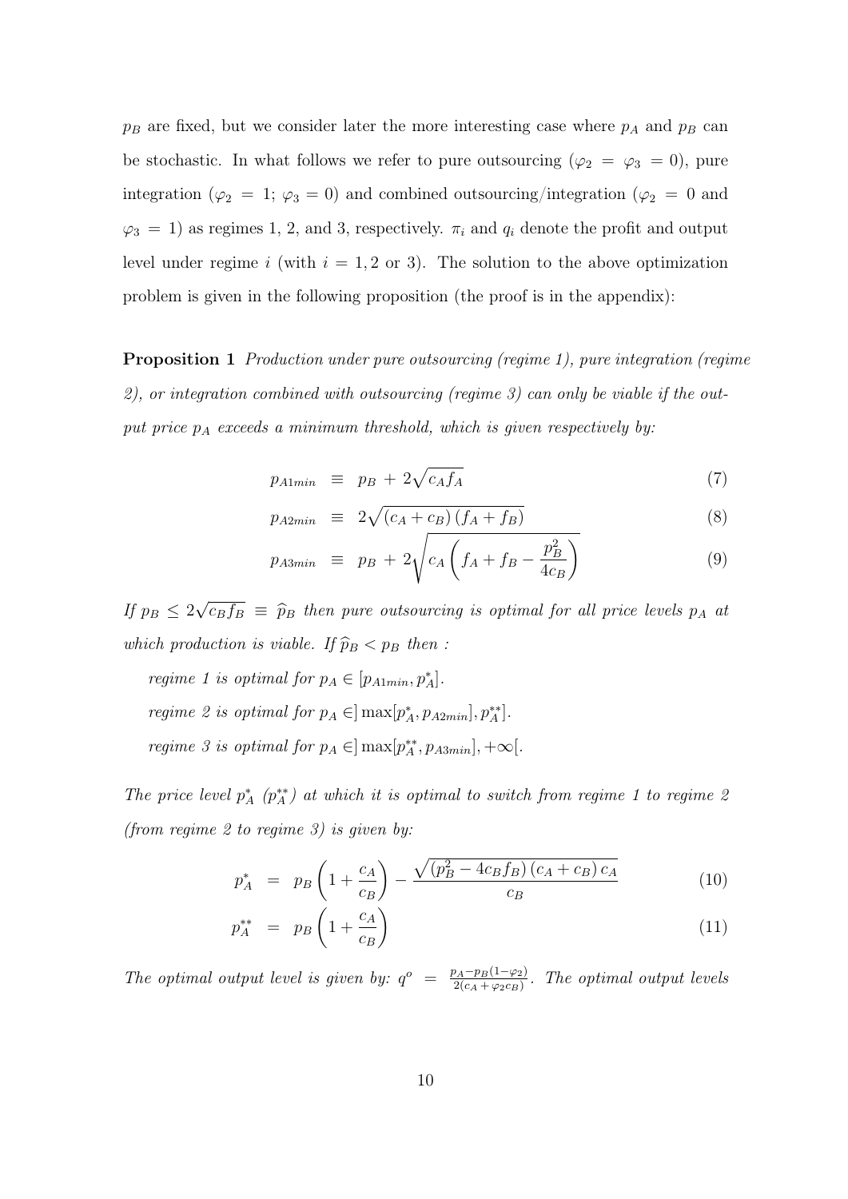$p_B$ are fixed, but we consider later the more interesting case where $p_A$ and $p_B$ can be stochastic. In what follows we refer to pure outsourcing ($\varphi_2 = \varphi_3 = 0$), pure integration ($\varphi_2 = 1$; $\varphi_3 = 0$) and combined outsourcing/integration ($\varphi_2 = 0$ and $\varphi_3 = 1$) as regimes 1, 2, and 3, respectively. $\pi_i$ and $q_i$ denote the profit and output level under regime $i$ (with $i = 1, 2$ or 3). The solution to the above optimization problem is given in the following proposition (the proof is in the appendix):

**Proposition 1** *Production under pure outsourcing (regime 1), pure integration (regime 2), or integration combined with outsourcing (regime 3) can only be viable if the output price $p_A$ exceeds a minimum threshold, which is given respectively by:*

$$p_{A1min} \equiv p_B + 2\sqrt{c_A f_A} \tag{7}$$

$$p_{A2min} \equiv 2\sqrt{(c_A + c_B)(f_A + f_B)} \tag{8}$$

$$p_{A3min} \equiv p_B + 2\sqrt{c_A \left(f_A + f_B - \frac{p_B^2}{4c_B}\right)} \tag{9}$$

*If $p_B \leq 2\sqrt{c_B f_B} \equiv \widehat{p}_B$ then pure outsourcing is optimal for all price levels $p_A$ at which production is viable. If $\widehat{p}_B < p_B$ then :*

*regime 1 is optimal for $p_A \in [p_{A1min}, p_A^*]$.*

*regime 2 is optimal for $p_A \in ]\max[p_A^*, p_{A2min}], p_A^{**}]$.*

*regime 3 is optimal for $p_A \in ]\max[p_A^{**}, p_{A3min}], +\infty[$.*

*The price level $p_A^*$ ($p_A^{**}$) at which it is optimal to switch from regime 1 to regime 2 (from regime 2 to regime 3) is given by:*

$$p_A^* = p_B\left(1 + \frac{c_A}{c_B}\right) - \frac{\sqrt{(p_B^2 - 4c_B f_B)(c_A + c_B)c_A}}{c_B} \tag{10}$$

$$p_A^{**} = p_B\left(1 + \frac{c_A}{c_B}\right) \tag{11}$$

*The optimal output level is given by: $q^o = \frac{p_A - p_B(1-\varphi_2)}{2(c_A + \varphi_2 c_B)}$. The optimal output levels*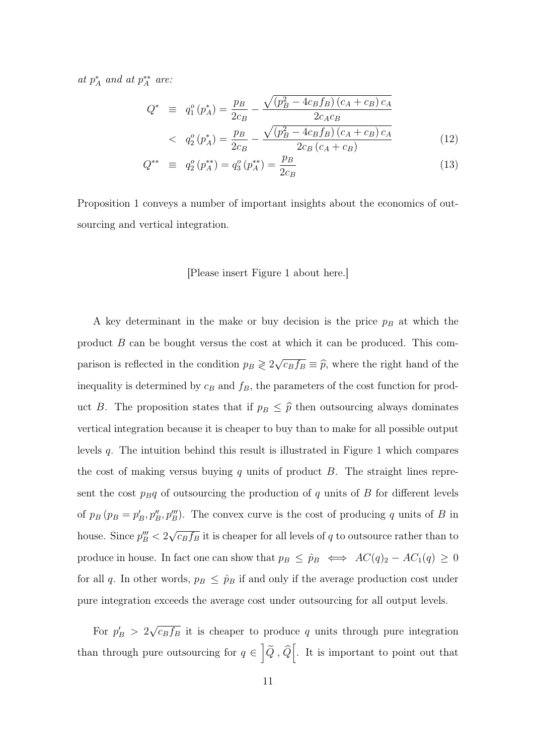*at $p_A^*$ and at $p_A^{**}$ are:*

$$
\begin{aligned}
Q^* &\equiv q_1^o\left(p_A^*\right) = \frac{p_B}{2c_B} - \frac{\sqrt{\left(p_B^2 - 4c_B f_B\right)\left(c_A + c_B\right)c_A}}{2c_A c_B} \\
&< q_2^o\left(p_A^*\right) = \frac{p_B}{2c_B} - \frac{\sqrt{\left(p_B^2 - 4c_B f_B\right)\left(c_A + c_B\right)c_A}}{2c_B\left(c_A + c_B\right)} \qquad (12)
\end{aligned}
$$

$$
Q^{**} \equiv q_2^o\left(p_A^{**}\right) = q_3^o\left(p_A^{**}\right) = \frac{p_B}{2c_B} \qquad (13)
$$

Proposition 1 conveys a number of important insights about the economics of outsourcing and vertical integration.

[Please insert Figure 1 about here.]

A key determinant in the make or buy decision is the price $p_B$ at which the product $B$ can be bought versus the cost at which it can be produced. This comparison is reflected in the condition $p_B \gtrless 2\sqrt{c_B f_B} \equiv \widehat{p}$, where the right hand of the inequality is determined by $c_B$ and $f_B$, the parameters of the cost function for product $B$. The proposition states that if $p_B \leq \widehat{p}$ then outsourcing always dominates vertical integration because it is cheaper to buy than to make for all possible output levels $q$. The intuition behind this result is illustrated in Figure 1 which compares the cost of making versus buying $q$ units of product $B$. The straight lines represent the cost $p_B q$ of outsourcing the production of $q$ units of $B$ for different levels of $p_B$ ($p_B = p_B', p_B'', p_B'''$). The convex curve is the cost of producing $q$ units of $B$ in house. Since $p_B''' < 2\sqrt{c_B f_B}$ it is cheaper for all levels of $q$ to outsource rather than to produce in house. In fact one can show that $p_B \leq \hat{p}_B \iff AC(q)_2 - AC_1(q) \geq 0$ for all $q$. In other words, $p_B \leq \hat{p}_B$ if and only if the average production cost under pure integration exceeds the average cost under outsourcing for all output levels.

For $p_B' > 2\sqrt{c_B f_B}$ it is cheaper to produce $q$ units through pure integration than through pure outsourcing for $q \in \left]\widetilde{Q}\, , \widehat{Q}\right[$. It is important to point out that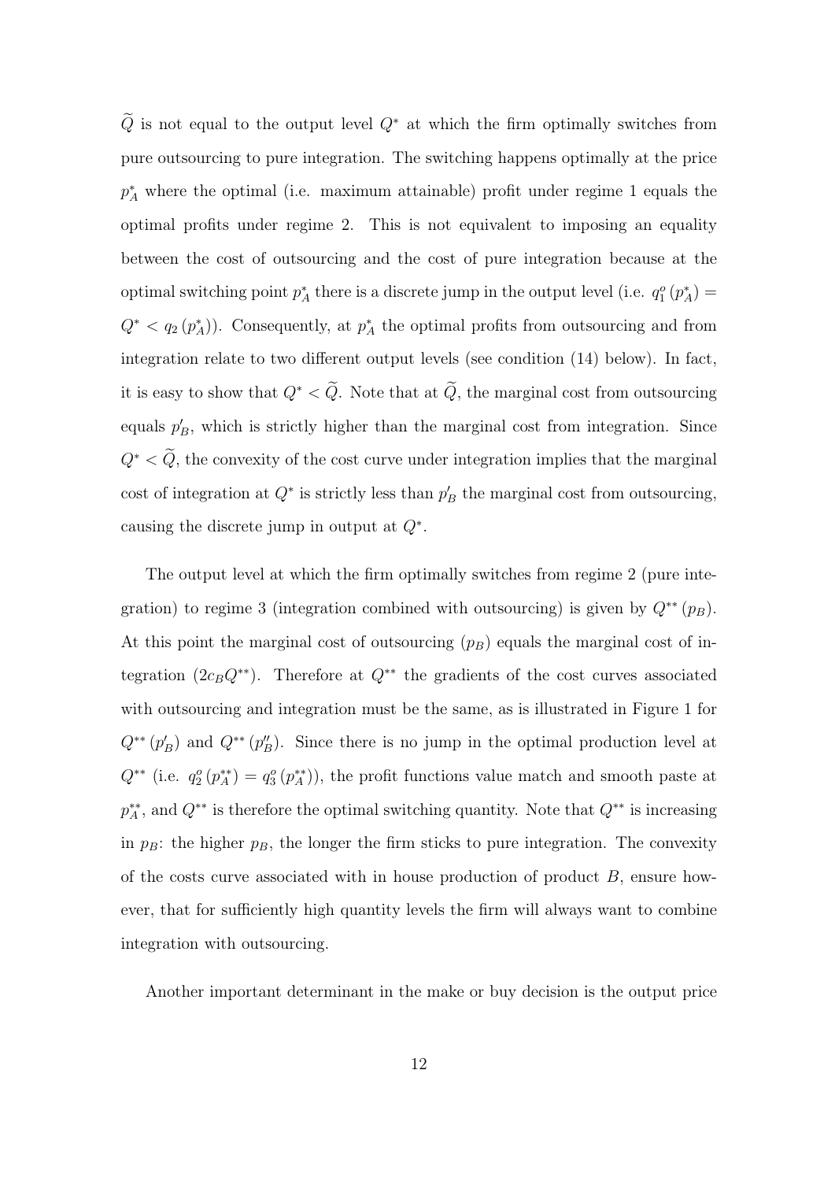$\widetilde{Q}$ is not equal to the output level $Q^*$ at which the firm optimally switches from pure outsourcing to pure integration. The switching happens optimally at the price $p_A^*$ where the optimal (i.e. maximum attainable) profit under regime 1 equals the optimal profits under regime 2. This is not equivalent to imposing an equality between the cost of outsourcing and the cost of pure integration because at the optimal switching point $p_A^*$ there is a discrete jump in the output level (i.e. $q_1^o(p_A^*) = Q^* < q_2(p_A^*)$). Consequently, at $p_A^*$ the optimal profits from outsourcing and from integration relate to two different output levels (see condition (14) below). In fact, it is easy to show that $Q^* < \widetilde{Q}$. Note that at $\widetilde{Q}$, the marginal cost from outsourcing equals $p_B'$, which is strictly higher than the marginal cost from integration. Since $Q^* < \widetilde{Q}$, the convexity of the cost curve under integration implies that the marginal cost of integration at $Q^*$ is strictly less than $p_B'$ the marginal cost from outsourcing, causing the discrete jump in output at $Q^*$.

The output level at which the firm optimally switches from regime 2 (pure integration) to regime 3 (integration combined with outsourcing) is given by $Q^{**}(p_B)$. At this point the marginal cost of outsourcing ($p_B$) equals the marginal cost of integration ($2c_B Q^{**}$). Therefore at $Q^{**}$ the gradients of the cost curves associated with outsourcing and integration must be the same, as is illustrated in Figure 1 for $Q^{**}(p_B')$ and $Q^{**}(p_B'')$. Since there is no jump in the optimal production level at $Q^{**}$ (i.e. $q_2^o(p_A^{**}) = q_3^o(p_A^{**})$), the profit functions value match and smooth paste at $p_A^{**}$, and $Q^{**}$ is therefore the optimal switching quantity. Note that $Q^{**}$ is increasing in $p_B$: the higher $p_B$, the longer the firm sticks to pure integration. The convexity of the costs curve associated with in house production of product $B$, ensure however, that for sufficiently high quantity levels the firm will always want to combine integration with outsourcing.

Another important determinant in the make or buy decision is the output price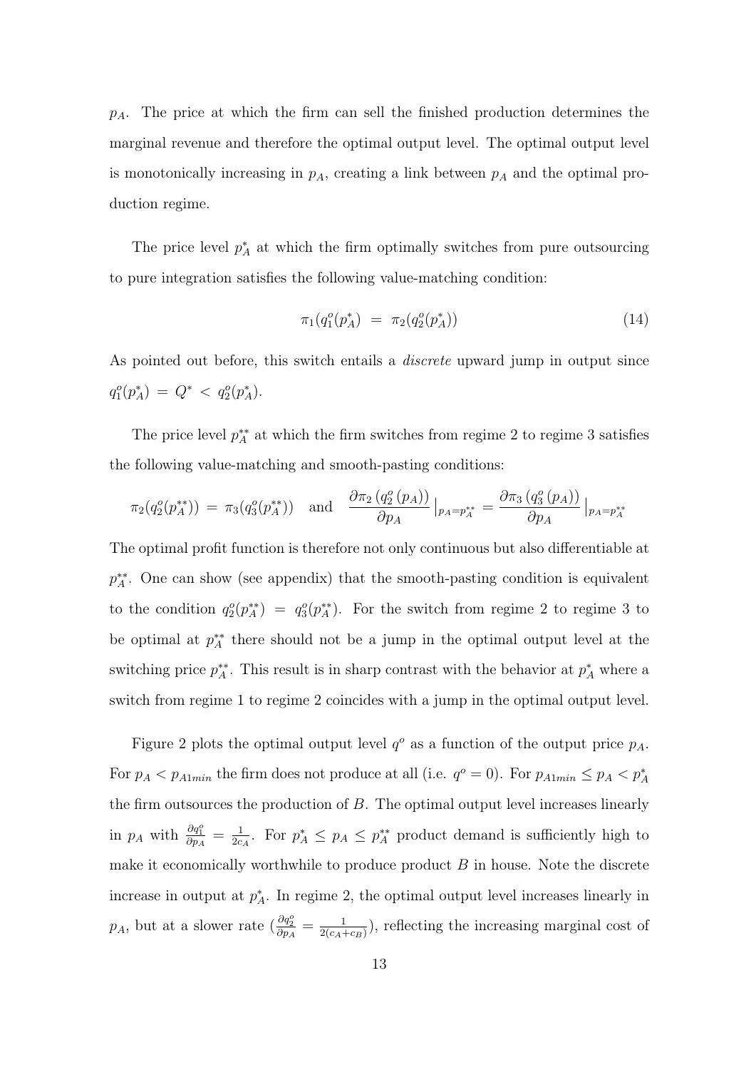$p_A$. The price at which the firm can sell the finished production determines the marginal revenue and therefore the optimal output level. The optimal output level is monotonically increasing in $p_A$, creating a link between $p_A$ and the optimal production regime.

The price level $p_A^*$ at which the firm optimally switches from pure outsourcing to pure integration satisfies the following value-matching condition:

$$\pi_1(q_1^o(p_A^*) \;=\; \pi_2(q_2^o(p_A^*)) \tag{14}$$

As pointed out before, this switch entails a *discrete* upward jump in output since $q_1^o(p_A^*) = Q^* < q_2^o(p_A^*)$.

The price level $p_A^{**}$ at which the firm switches from regime 2 to regime 3 satisfies the following value-matching and smooth-pasting conditions:

$$\pi_2(q_2^o(p_A^{**})) \;=\; \pi_3(q_3^o(p_A^{**})) \quad \text{and} \quad \frac{\partial \pi_2\left(q_2^o\left(p_A\right)\right)}{\partial p_A}\Big|_{p_A=p_A^{**}} = \frac{\partial \pi_3\left(q_3^o\left(p_A\right)\right)}{\partial p_A}\Big|_{p_A=p_A^{**}}$$

The optimal profit function is therefore not only continuous but also differentiable at $p_A^{**}$. One can show (see appendix) that the smooth-pasting condition is equivalent to the condition $q_2^o(p_A^{**}) = q_3^o(p_A^{**})$. For the switch from regime 2 to regime 3 to be optimal at $p_A^{**}$ there should not be a jump in the optimal output level at the switching price $p_A^{**}$. This result is in sharp contrast with the behavior at $p_A^*$ where a switch from regime 1 to regime 2 coincides with a jump in the optimal output level.

Figure 2 plots the optimal output level $q^o$ as a function of the output price $p_A$. For $p_A < p_{A1min}$ the firm does not produce at all (i.e. $q^o = 0$). For $p_{A1min} \leq p_A < p_A^*$ the firm outsources the production of $B$. The optimal output level increases linearly in $p_A$ with $\frac{\partial q_1^o}{\partial p_A} = \frac{1}{2c_A}$. For $p_A^* \leq p_A \leq p_A^{**}$ product demand is sufficiently high to make it economically worthwhile to produce product $B$ in house. Note the discrete increase in output at $p_A^*$. In regime 2, the optimal output level increases linearly in $p_A$, but at a slower rate ($\frac{\partial q_2^o}{\partial p_A} = \frac{1}{2(c_A+c_B)}$), reflecting the increasing marginal cost of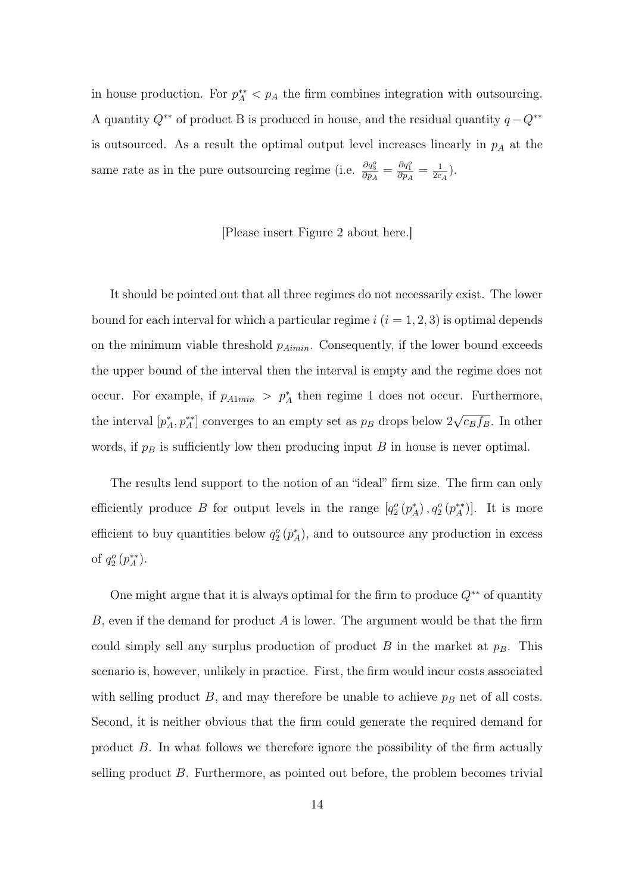in house production. For $p_A^{**} < p_A$ the firm combines integration with outsourcing. A quantity $Q^{**}$ of product B is produced in house, and the residual quantity $q - Q^{**}$ is outsourced. As a result the optimal output level increases linearly in $p_A$ at the same rate as in the pure outsourcing regime (i.e. $\frac{\partial q_3^o}{\partial p_A} = \frac{\partial q_1^o}{\partial p_A} = \frac{1}{2c_A}$).

[Please insert Figure 2 about here.]

It should be pointed out that all three regimes do not necessarily exist. The lower bound for each interval for which a particular regime $i$ $(i = 1, 2, 3)$ is optimal depends on the minimum viable threshold $p_{Aimin}$. Consequently, if the lower bound exceeds the upper bound of the interval then the interval is empty and the regime does not occur. For example, if $p_{A1min} > p_A^*$ then regime 1 does not occur. Furthermore, the interval $[p_A^*, p_A^{**}]$ converges to an empty set as $p_B$ drops below $2\sqrt{c_B f_B}$. In other words, if $p_B$ is sufficiently low then producing input $B$ in house is never optimal.

The results lend support to the notion of an "ideal" firm size. The firm can only efficiently produce $B$ for output levels in the range $[q_2^o(p_A^*), q_2^o(p_A^{**})]$. It is more efficient to buy quantities below $q_2^o(p_A^*)$, and to outsource any production in excess of $q_2^o(p_A^{**})$.

One might argue that it is always optimal for the firm to produce $Q^{**}$ of quantity $B$, even if the demand for product $A$ is lower. The argument would be that the firm could simply sell any surplus production of product $B$ in the market at $p_B$. This scenario is, however, unlikely in practice. First, the firm would incur costs associated with selling product $B$, and may therefore be unable to achieve $p_B$ net of all costs. Second, it is neither obvious that the firm could generate the required demand for product $B$. In what follows we therefore ignore the possibility of the firm actually selling product $B$. Furthermore, as pointed out before, the problem becomes trivial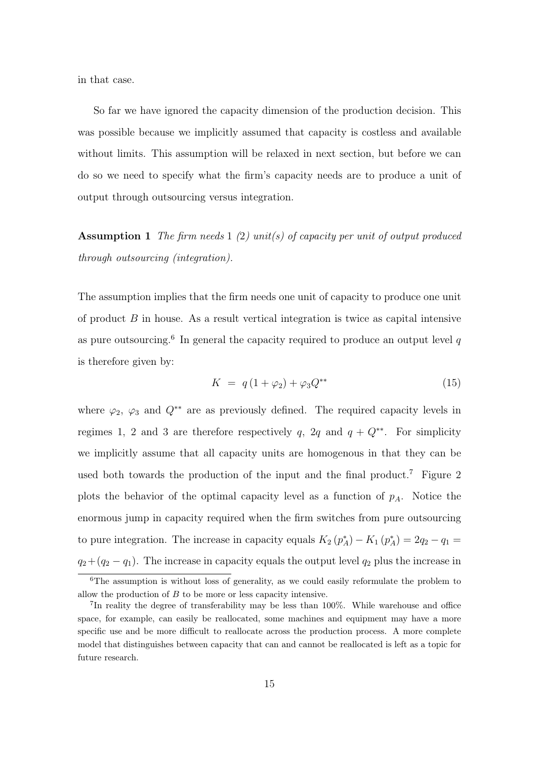in that case.

So far we have ignored the capacity dimension of the production decision. This was possible because we implicitly assumed that capacity is costless and available without limits. This assumption will be relaxed in next section, but before we can do so we need to specify what the firm's capacity needs are to produce a unit of output through outsourcing versus integration.

**Assumption 1** *The firm needs* 1 *(*2*) unit(s) of capacity per unit of output produced through outsourcing (integration).*

The assumption implies that the firm needs one unit of capacity to produce one unit of product $B$ in house. As a result vertical integration is twice as capital intensive as pure outsourcing.[6] In general the capacity required to produce an output level $q$ is therefore given by:

$$K \;=\; q\,(1+\varphi_2)+\varphi_3 Q^{**} \tag{15}$$

where $\varphi_2$, $\varphi_3$ and $Q^{**}$ are as previously defined. The required capacity levels in regimes 1, 2 and 3 are therefore respectively $q$, $2q$ and $q+Q^{**}$. For simplicity we implicitly assume that all capacity units are homogenous in that they can be used both towards the production of the input and the final product.[7] Figure 2 plots the behavior of the optimal capacity level as a function of $p_A$. Notice the enormous jump in capacity required when the firm switches from pure outsourcing to pure integration. The increase in capacity equals $K_2\left(p_A^*\right)-K_1\left(p_A^*\right)=2q_2-q_1=q_2+(q_2-q_1)$. The increase in capacity equals the output level $q_2$ plus the increase in

[6] The assumption is without loss of generality, as we could easily reformulate the problem to allow the production of $B$ to be more or less capacity intensive.

[7] In reality the degree of transferability may be less than 100%. While warehouse and office space, for example, can easily be reallocated, some machines and equipment may have a more specific use and be more difficult to reallocate across the production process. A more complete model that distinguishes between capacity that can and cannot be reallocated is left as a topic for future research.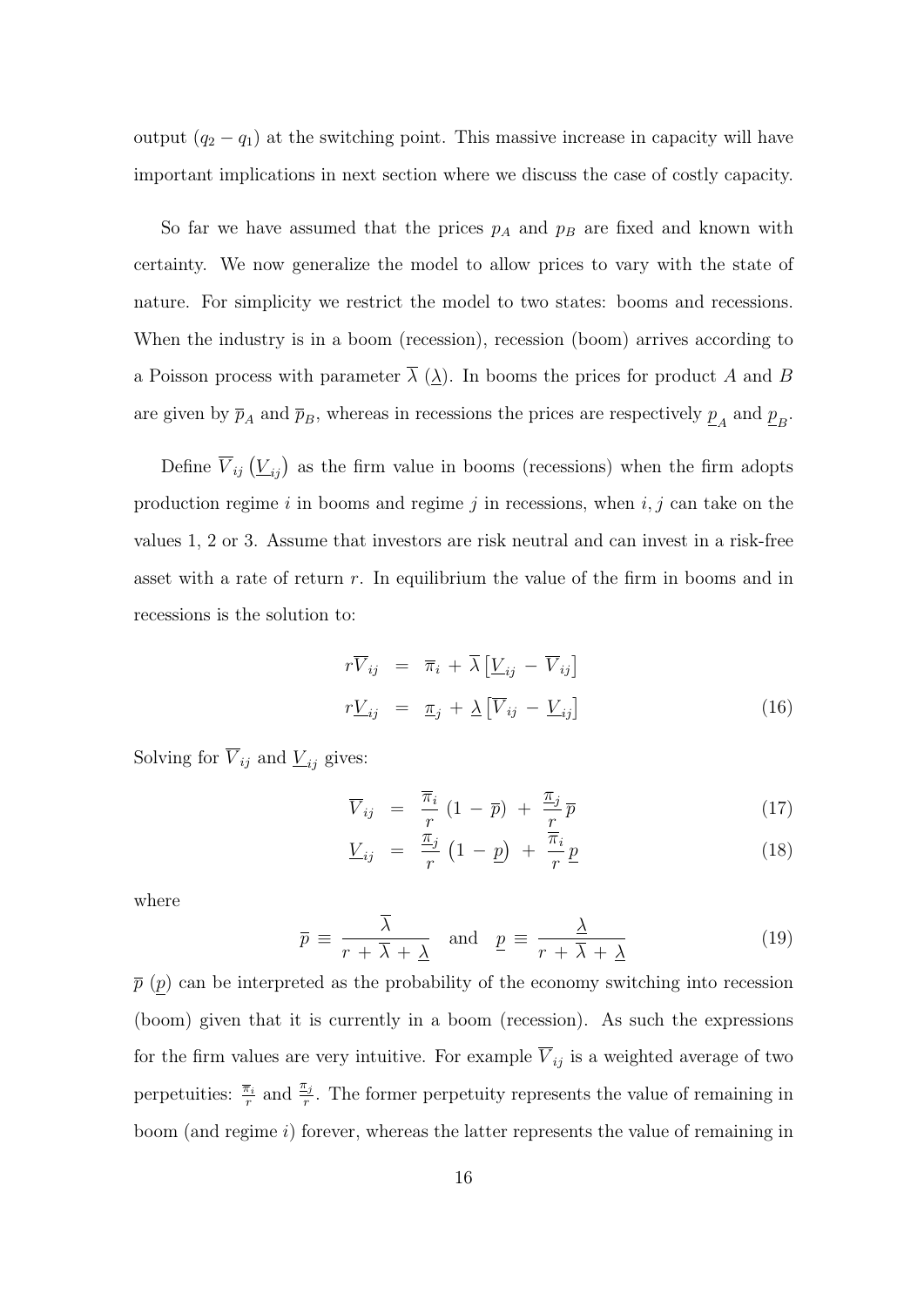output $(q_2 - q_1)$ at the switching point. This massive increase in capacity will have important implications in next section where we discuss the case of costly capacity.

So far we have assumed that the prices $p_A$ and $p_B$ are fixed and known with certainty. We now generalize the model to allow prices to vary with the state of nature. For simplicity we restrict the model to two states: booms and recessions. When the industry is in a boom (recession), recession (boom) arrives according to a Poisson process with parameter $\overline{\lambda}$ ($\underline{\lambda}$). In booms the prices for product $A$ and $B$ are given by $\overline{p}_A$ and $\overline{p}_B$, whereas in recessions the prices are respectively $\underline{p}_A$ and $\underline{p}_B$.

Define $\overline{V}_{ij}$ $\left(\underline{V}_{ij}\right)$ as the firm value in booms (recessions) when the firm adopts production regime $i$ in booms and regime $j$ in recessions, when $i, j$ can take on the values 1, 2 or 3. Assume that investors are risk neutral and can invest in a risk-free asset with a rate of return $r$. In equilibrium the value of the firm in booms and in recessions is the solution to:

$$
\begin{aligned}
r\overline{V}_{ij} &= \overline{\pi}_i + \overline{\lambda}\left[\underline{V}_{ij} - \overline{V}_{ij}\right] \\
r\underline{V}_{ij} &= \underline{\pi}_j + \underline{\lambda}\left[\overline{V}_{ij} - \underline{V}_{ij}\right]
\end{aligned} \tag{16}
$$

Solving for $\overline{V}_{ij}$ and $\underline{V}_{ij}$ gives:

$$
\overline{V}_{ij} = \frac{\overline{\pi}_i}{r}\left(1 - \overline{p}\right) + \frac{\underline{\pi}_j}{r}\overline{p} \tag{17}
$$

$$
\underline{V}_{ij} = \frac{\underline{\pi}_j}{r}\left(1 - \underline{p}\right) + \frac{\overline{\pi}_i}{r}\underline{p} \tag{18}
$$

where

$$
\overline{p} \equiv \frac{\overline{\lambda}}{r + \overline{\lambda} + \underline{\lambda}} \quad \text{and} \quad \underline{p} \equiv \frac{\underline{\lambda}}{r + \overline{\lambda} + \underline{\lambda}} \tag{19}
$$

$\overline{p}$ ($\underline{p}$) can be interpreted as the probability of the economy switching into recession (boom) given that it is currently in a boom (recession). As such the expressions for the firm values are very intuitive. For example $\overline{V}_{ij}$ is a weighted average of two perpetuities: $\frac{\overline{\pi}_i}{r}$ and $\frac{\underline{\pi}_j}{r}$. The former perpetuity represents the value of remaining in boom (and regime $i$) forever, whereas the latter represents the value of remaining in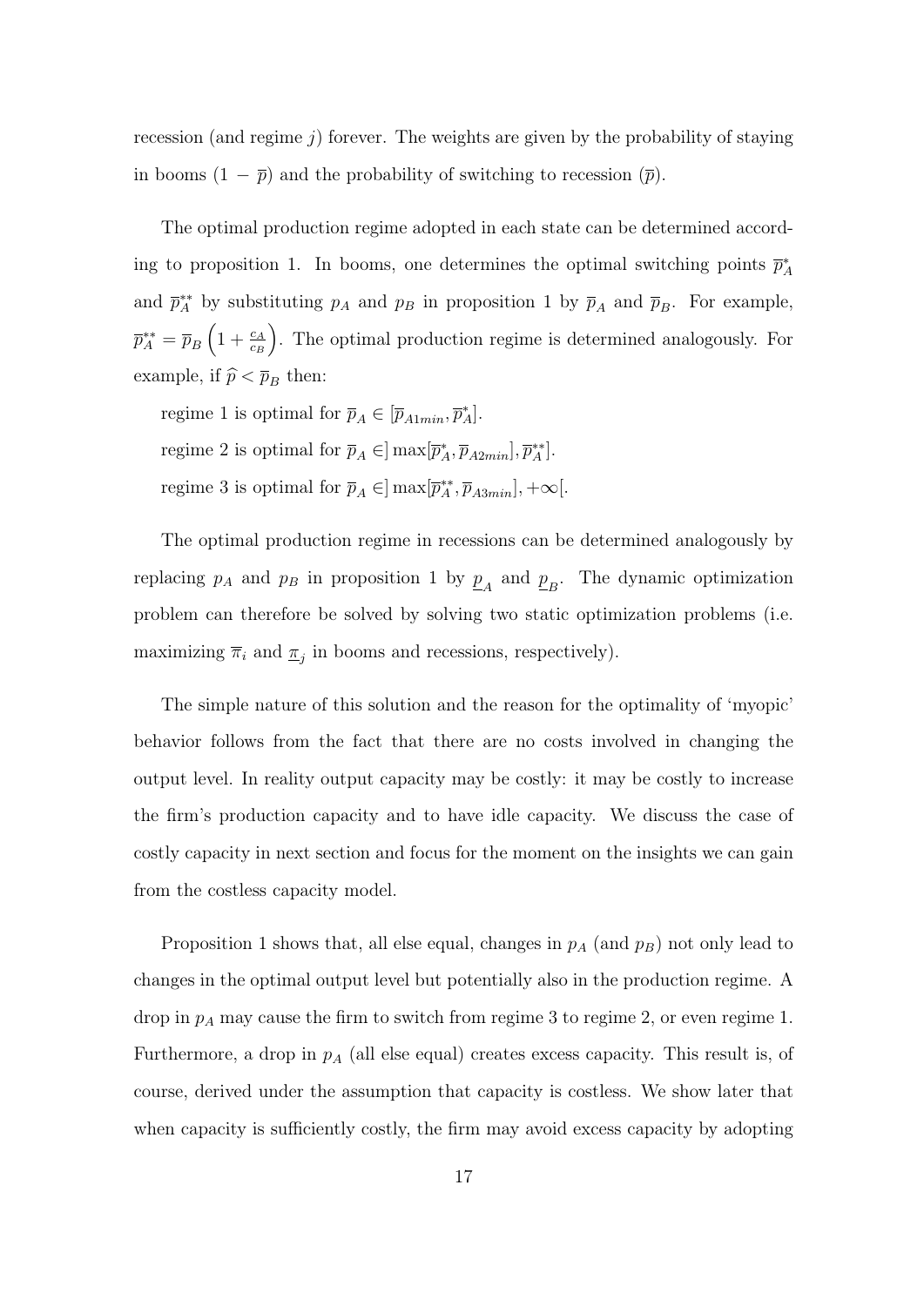recession (and regime $j$) forever. The weights are given by the probability of staying in booms $(1 - \overline{p})$ and the probability of switching to recession $(\overline{p})$.

The optimal production regime adopted in each state can be determined according to proposition 1. In booms, one determines the optimal switching points $\overline{p}_A^*$ and $\overline{p}_A^{**}$ by substituting $p_A$ and $p_B$ in proposition 1 by $\overline{p}_A$ and $\overline{p}_B$. For example, $\overline{p}_A^{**} = \overline{p}_B \left(1 + \frac{c_A}{c_B}\right)$. The optimal production regime is determined analogously. For example, if $\widehat{p} < \overline{p}_B$ then:

regime 1 is optimal for $\overline{p}_A \in [\overline{p}_{A1min}, \overline{p}_A^*]$.

regime 2 is optimal for $\overline{p}_A \in ]\max[\overline{p}_A^*, \overline{p}_{A2min}], \overline{p}_A^{**}]$.

regime 3 is optimal for $\overline{p}_A \in ]\max[\overline{p}_A^{**}, \overline{p}_{A3min}], +\infty[$.

The optimal production regime in recessions can be determined analogously by replacing $p_A$ and $p_B$ in proposition 1 by $\underline{p}_A$ and $\underline{p}_B$. The dynamic optimization problem can therefore be solved by solving two static optimization problems (i.e. maximizing $\overline{\pi}_i$ and $\underline{\pi}_j$ in booms and recessions, respectively).

The simple nature of this solution and the reason for the optimality of 'myopic' behavior follows from the fact that there are no costs involved in changing the output level. In reality output capacity may be costly: it may be costly to increase the firm's production capacity and to have idle capacity. We discuss the case of costly capacity in next section and focus for the moment on the insights we can gain from the costless capacity model.

Proposition 1 shows that, all else equal, changes in $p_A$ (and $p_B$) not only lead to changes in the optimal output level but potentially also in the production regime. A drop in $p_A$ may cause the firm to switch from regime 3 to regime 2, or even regime 1. Furthermore, a drop in $p_A$ (all else equal) creates excess capacity. This result is, of course, derived under the assumption that capacity is costless. We show later that when capacity is sufficiently costly, the firm may avoid excess capacity by adopting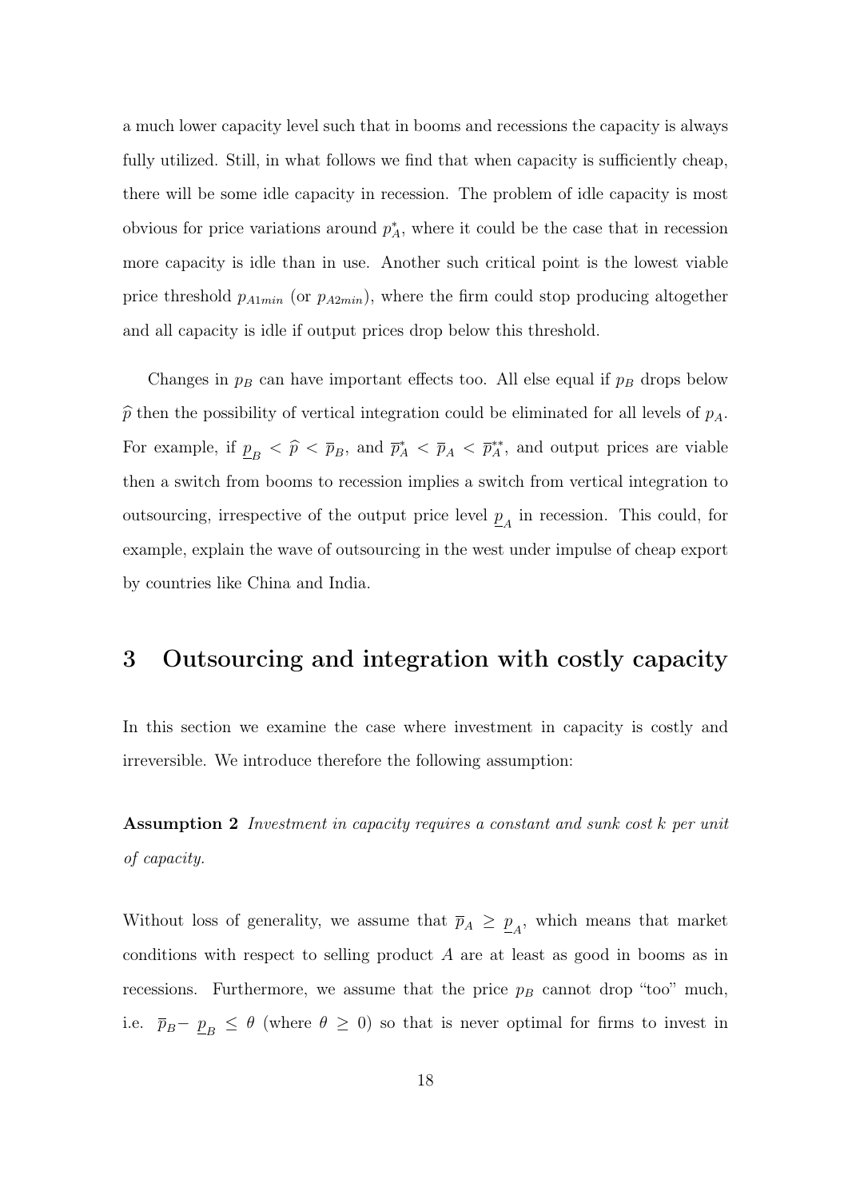a much lower capacity level such that in booms and recessions the capacity is always fully utilized. Still, in what follows we find that when capacity is sufficiently cheap, there will be some idle capacity in recession. The problem of idle capacity is most obvious for price variations around $p_A^*$, where it could be the case that in recession more capacity is idle than in use. Another such critical point is the lowest viable price threshold $p_{A1min}$ (or $p_{A2min}$), where the firm could stop producing altogether and all capacity is idle if output prices drop below this threshold.

Changes in $p_B$ can have important effects too. All else equal if $p_B$ drops below $\widehat{p}$ then the possibility of vertical integration could be eliminated for all levels of $p_A$. For example, if $\underline{p}_B < \widehat{p} < \overline{p}_B$, and $\overline{p}_A^* < \overline{p}_A < \overline{p}_A^{**}$, and output prices are viable then a switch from booms to recession implies a switch from vertical integration to outsourcing, irrespective of the output price level $\underline{p}_A$ in recession. This could, for example, explain the wave of outsourcing in the west under impulse of cheap export by countries like China and India.

# 3 Outsourcing and integration with costly capacity

In this section we examine the case where investment in capacity is costly and irreversible. We introduce therefore the following assumption:

**Assumption 2** *Investment in capacity requires a constant and sunk cost $k$ per unit of capacity.*

Without loss of generality, we assume that $\overline{p}_A \geq \underline{p}_A$, which means that market conditions with respect to selling product $A$ are at least as good in booms as in recessions. Furthermore, we assume that the price $p_B$ cannot drop "too" much, i.e. $\overline{p}_B - \underline{p}_B \leq \theta$ (where $\theta \geq 0$) so that is never optimal for firms to invest in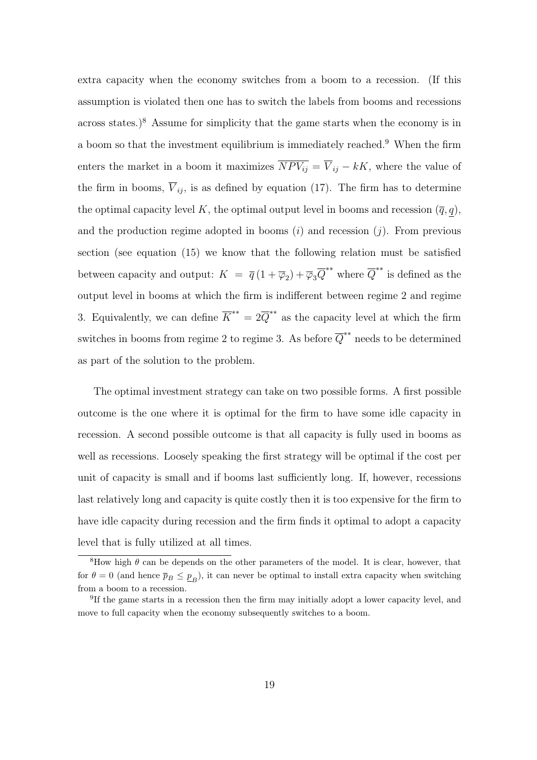extra capacity when the economy switches from a boom to a recession. (If this assumption is violated then one has to switch the labels from booms and recessions across states.)[8] Assume for simplicity that the game starts when the economy is in a boom so that the investment equilibrium is immediately reached.[9] When the firm enters the market in a boom it maximizes $\overline{NPV_{ij}} = \overline{V}_{ij} - kK$, where the value of the firm in booms, $\overline{V}_{ij}$, is as defined by equation (17). The firm has to determine the optimal capacity level $K$, the optimal output level in booms and recession $(\overline{q}, \underline{q})$, and the production regime adopted in booms $(i)$ and recession $(j)$. From previous section (see equation (15) we know that the following relation must be satisfied between capacity and output: $K = \overline{q}(1 + \overline{\varphi}_2) + \overline{\varphi}_3 \overline{Q}^{**}$ where $\overline{Q}^{**}$ is defined as the output level in booms at which the firm is indifferent between regime 2 and regime 3. Equivalently, we can define $\overline{K}^{**} = 2\overline{Q}^{**}$ as the capacity level at which the firm switches in booms from regime 2 to regime 3. As before $\overline{Q}^{**}$ needs to be determined as part of the solution to the problem.

The optimal investment strategy can take on two possible forms. A first possible outcome is the one where it is optimal for the firm to have some idle capacity in recession. A second possible outcome is that all capacity is fully used in booms as well as recessions. Loosely speaking the first strategy will be optimal if the cost per unit of capacity is small and if booms last sufficiently long. If, however, recessions last relatively long and capacity is quite costly then it is too expensive for the firm to have idle capacity during recession and the firm finds it optimal to adopt a capacity level that is fully utilized at all times.

[8] How high $\theta$ can be depends on the other parameters of the model. It is clear, however, that for $\theta = 0$ (and hence $\overline{p}_B \leq \underline{p}_B$), it can never be optimal to install extra capacity when switching from a boom to a recession.

[9] If the game starts in a recession then the firm may initially adopt a lower capacity level, and move to full capacity when the economy subsequently switches to a boom.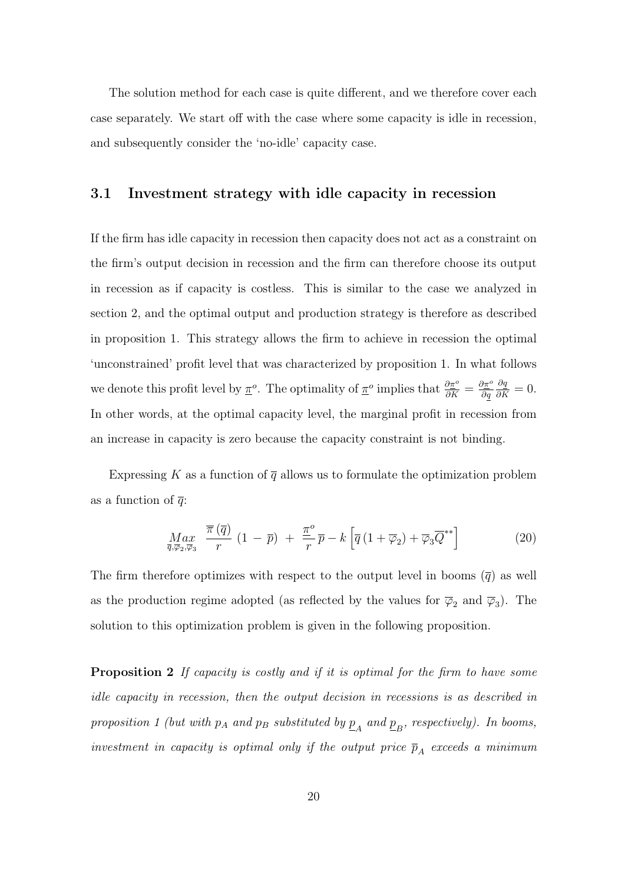The solution method for each case is quite different, and we therefore cover each case separately. We start off with the case where some capacity is idle in recession, and subsequently consider the 'no-idle' capacity case.

## 3.1 Investment strategy with idle capacity in recession

If the firm has idle capacity in recession then capacity does not act as a constraint on the firm's output decision in recession and the firm can therefore choose its output in recession as if capacity is costless. This is similar to the case we analyzed in section 2, and the optimal output and production strategy is therefore as described in proposition 1. This strategy allows the firm to achieve in recession the optimal 'unconstrained' profit level that was characterized by proposition 1. In what follows we denote this profit level by $\underline{\pi}^o$. The optimality of $\underline{\pi}^o$ implies that $\frac{\partial \underline{\pi}^o}{\partial K} = \frac{\partial \underline{\pi}^o}{\partial \underline{q}} \frac{\partial q}{\partial K} = 0$. In other words, at the optimal capacity level, the marginal profit in recession from an increase in capacity is zero because the capacity constraint is not binding.

Expressing $K$ as a function of $\overline{q}$ allows us to formulate the optimization problem as a function of $\overline{q}$:

$$\underset{\overline{q}, \overline{\varphi}_2, \overline{\varphi}_3}{Max} \quad \frac{\overline{\pi}\left(\overline{q}\right)}{r} \left(1 - \overline{p}\right) + \frac{\underline{\pi}^o}{r} \overline{p} - k \left[\overline{q}\left(1 + \overline{\varphi}_2\right) + \overline{\varphi}_3 \overline{Q}^{**}\right] \tag{20}$$

The firm therefore optimizes with respect to the output level in booms ($\overline{q}$) as well as the production regime adopted (as reflected by the values for $\overline{\varphi}_2$ and $\overline{\varphi}_3$). The solution to this optimization problem is given in the following proposition.

**Proposition 2** *If capacity is costly and if it is optimal for the firm to have some idle capacity in recession, then the output decision in recessions is as described in proposition 1 (but with $p_A$ and $p_B$ substituted by $\underline{p}_A$ and $\underline{p}_B$, respectively). In booms, investment in capacity is optimal only if the output price $\overline{p}_A$ exceeds a minimum*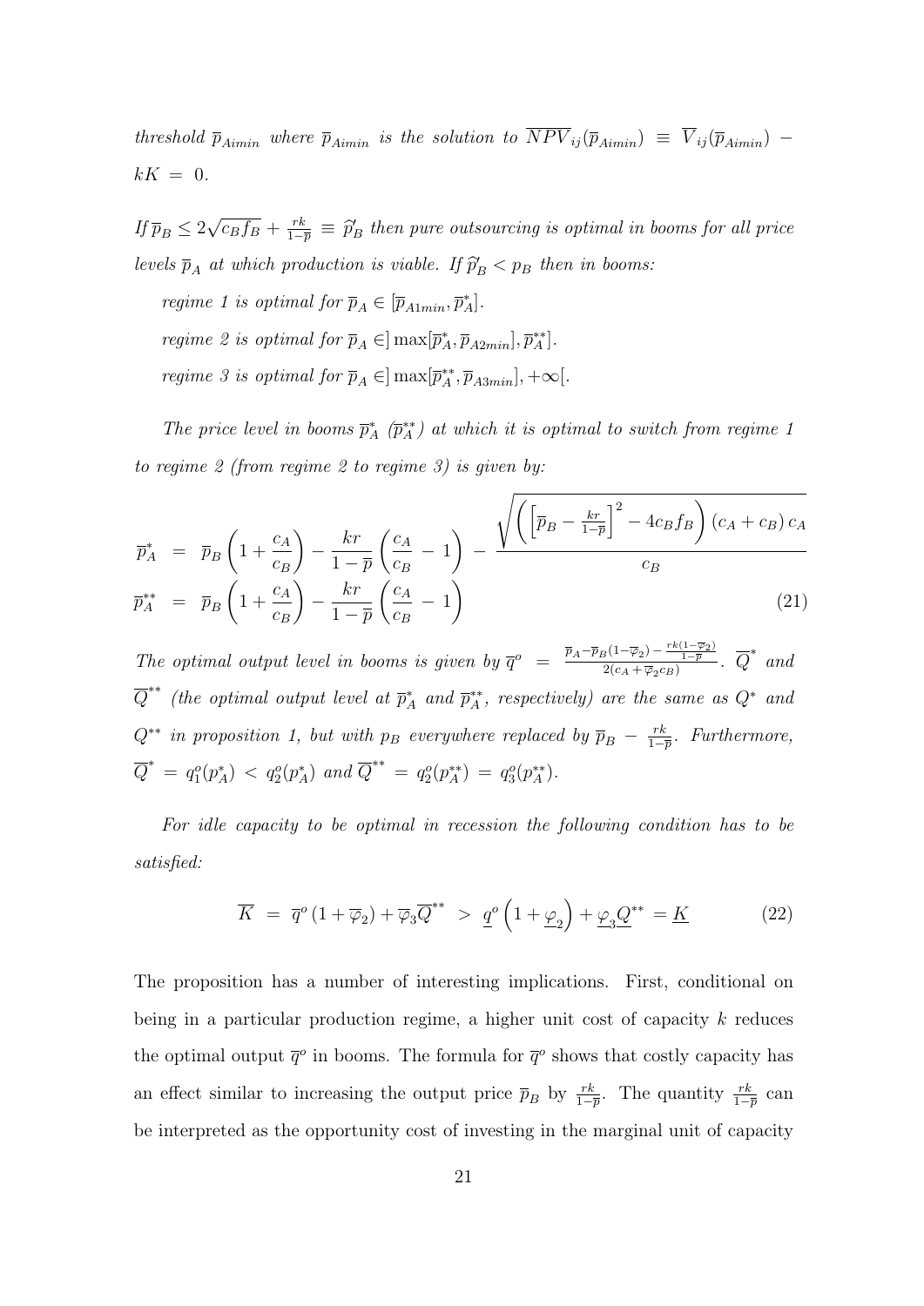*threshold $\overline{p}_{Aimin}$ where $\overline{p}_{Aimin}$ is the solution to $\overline{NPV}_{ij}(\overline{p}_{Aimin}) \equiv \overline{V}_{ij}(\overline{p}_{Aimin}) - kK = 0$.*

*If $\overline{p}_B \leq 2\sqrt{c_B f_B} + \frac{rk}{1-\overline{p}} \equiv \widehat{p}_B'$ then pure outsourcing is optimal in booms for all price levels $\overline{p}_A$ at which production is viable. If $\widehat{p}_B' < p_B$ then in booms:*

*regime 1 is optimal for $\overline{p}_A \in [\overline{p}_{A1min}, \overline{p}_A^*]$.*

*regime 2 is optimal for $\overline{p}_A \in ]\max[\overline{p}_A^*, \overline{p}_{A2min}], \overline{p}_A^{**}]$.*

*regime 3 is optimal for $\overline{p}_A \in ]\max[\overline{p}_A^{**}, \overline{p}_{A3min}], +\infty[$.*

*The price level in booms $\overline{p}_A^*$ ($\overline{p}_A^{**}$) at which it is optimal to switch from regime 1 to regime 2 (from regime 2 to regime 3) is given by:*

$$
\begin{aligned}
\overline{p}_A^* &= \overline{p}_B\left(1+\frac{c_A}{c_B}\right) - \frac{kr}{1-\overline{p}}\left(\frac{c_A}{c_B}-1\right) - \frac{\sqrt{\left(\left[\overline{p}_B - \frac{kr}{1-\overline{p}}\right]^2 - 4c_B f_B\right)(c_A+c_B)\,c_A}}{c_B} \\
\overline{p}_A^{**} &= \overline{p}_B\left(1+\frac{c_A}{c_B}\right) - \frac{kr}{1-\overline{p}}\left(\frac{c_A}{c_B}-1\right)
\end{aligned} \tag{21}
$$

*The optimal output level in booms is given by $\overline{q}^o = \frac{\overline{p}_A - \overline{p}_B(1-\overline{\varphi}_2) - \frac{rk(1-\overline{\varphi}_2)}{1-\overline{p}}}{2(c_A+\overline{\varphi}_2 c_B)}$. $\overline{Q}^*$ and $\overline{Q}^{**}$ (the optimal output level at $\overline{p}_A^*$ and $\overline{p}_A^{**}$, respectively) are the same as $Q^*$ and $Q^{**}$ in proposition 1, but with $p_B$ everywhere replaced by $\overline{p}_B - \frac{rk}{1-\overline{p}}$. Furthermore, $\overline{Q}^* = q_1^o(p_A^*) < q_2^o(p_A^*)$ and $\overline{Q}^{**} = q_2^o(p_A^{**}) = q_3^o(p_A^{**})$.*

*For idle capacity to be optimal in recession the following condition has to be satisfied:*

$$
\overline{K} = \overline{q}^o(1+\overline{\varphi}_2) + \overline{\varphi}_3\overline{Q}^{**} > \underline{q}^o\left(1+\underline{\varphi}_2\right) + \underline{\varphi}_3\underline{Q}^{**} = \underline{K} \tag{22}
$$

The proposition has a number of interesting implications. First, conditional on being in a particular production regime, a higher unit cost of capacity $k$ reduces the optimal output $\overline{q}^o$ in booms. The formula for $\overline{q}^o$ shows that costly capacity has an effect similar to increasing the output price $\overline{p}_B$ by $\frac{rk}{1-\overline{p}}$. The quantity $\frac{rk}{1-\overline{p}}$ can be interpreted as the opportunity cost of investing in the marginal unit of capacity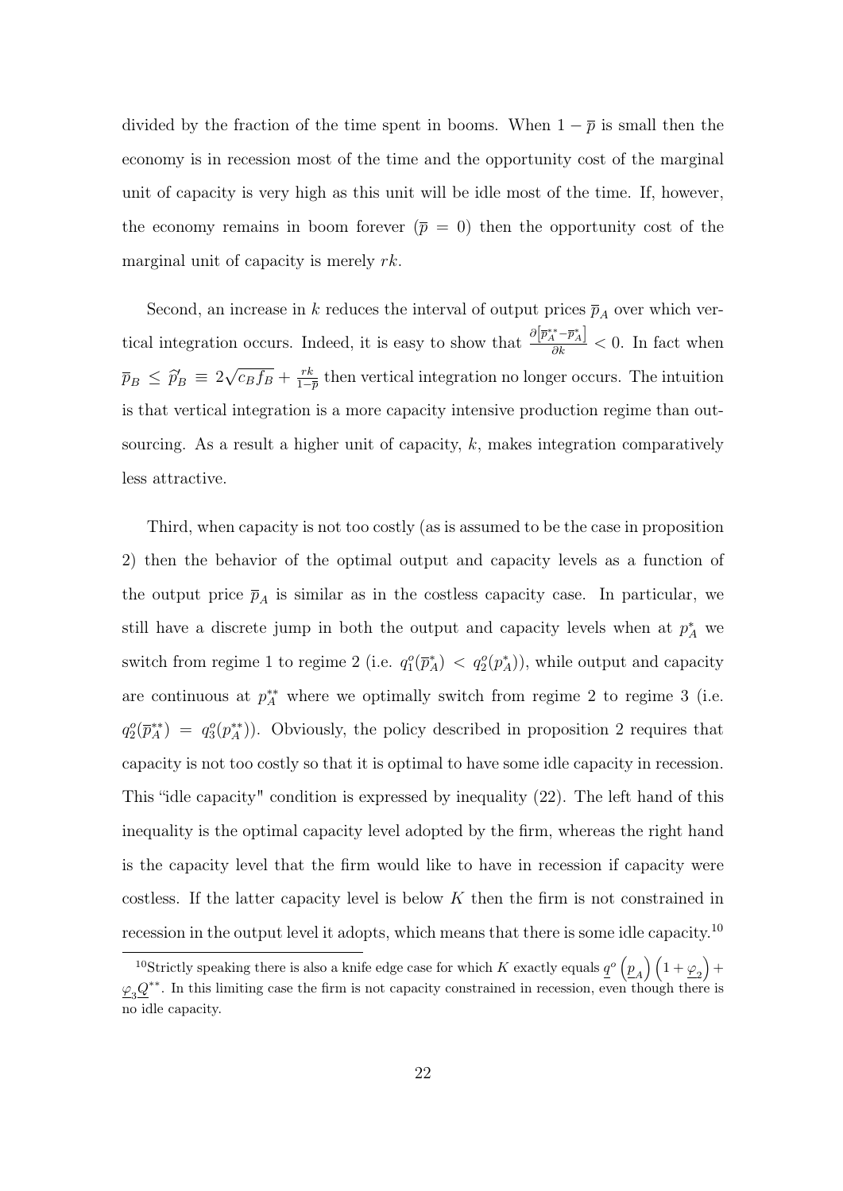divided by the fraction of the time spent in booms. When $1 - \overline{p}$ is small then the economy is in recession most of the time and the opportunity cost of the marginal unit of capacity is very high as this unit will be idle most of the time. If, however, the economy remains in boom forever ($\overline{p} = 0$) then the opportunity cost of the marginal unit of capacity is merely $rk$.

Second, an increase in $k$ reduces the interval of output prices $\overline{p}_A$ over which vertical integration occurs. Indeed, it is easy to show that $\frac{\partial\left[\overline{p}_A^{**} - \overline{p}_A^{*}\right]}{\partial k} < 0$. In fact when $\overline{p}_B \leq \widehat{p}_B' \equiv 2\sqrt{c_B f_B} + \frac{rk}{1-\overline{p}}$ then vertical integration no longer occurs. The intuition is that vertical integration is a more capacity intensive production regime than outsourcing. As a result a higher unit of capacity, $k$, makes integration comparatively less attractive.

Third, when capacity is not too costly (as is assumed to be the case in proposition 2) then the behavior of the optimal output and capacity levels as a function of the output price $\overline{p}_A$ is similar as in the costless capacity case. In particular, we still have a discrete jump in both the output and capacity levels when at $p_A^*$ we switch from regime 1 to regime 2 (i.e. $q_1^o(\overline{p}_A^*) < q_2^o(p_A^*)$), while output and capacity are continuous at $p_A^{**}$ where we optimally switch from regime 2 to regime 3 (i.e. $q_2^o(\overline{p}_A^{**}) = q_3^o(p_A^{**})$). Obviously, the policy described in proposition 2 requires that capacity is not too costly so that it is optimal to have some idle capacity in recession. This "idle capacity" condition is expressed by inequality (22). The left hand of this inequality is the optimal capacity level adopted by the firm, whereas the right hand is the capacity level that the firm would like to have in recession if capacity were costless. If the latter capacity level is below $K$ then the firm is not constrained in recession in the output level it adopts, which means that there is some idle capacity.[10]

[10]Strictly speaking there is also a knife edge case for which $K$ exactly equals $\underline{q}^o\left(\underline{p}_A\right)\left(1 + \underline{\varphi}_2\right) + \underline{\varphi}_3\underline{Q}^{**}$. In this limiting case the firm is not capacity constrained in recession, even though there is no idle capacity.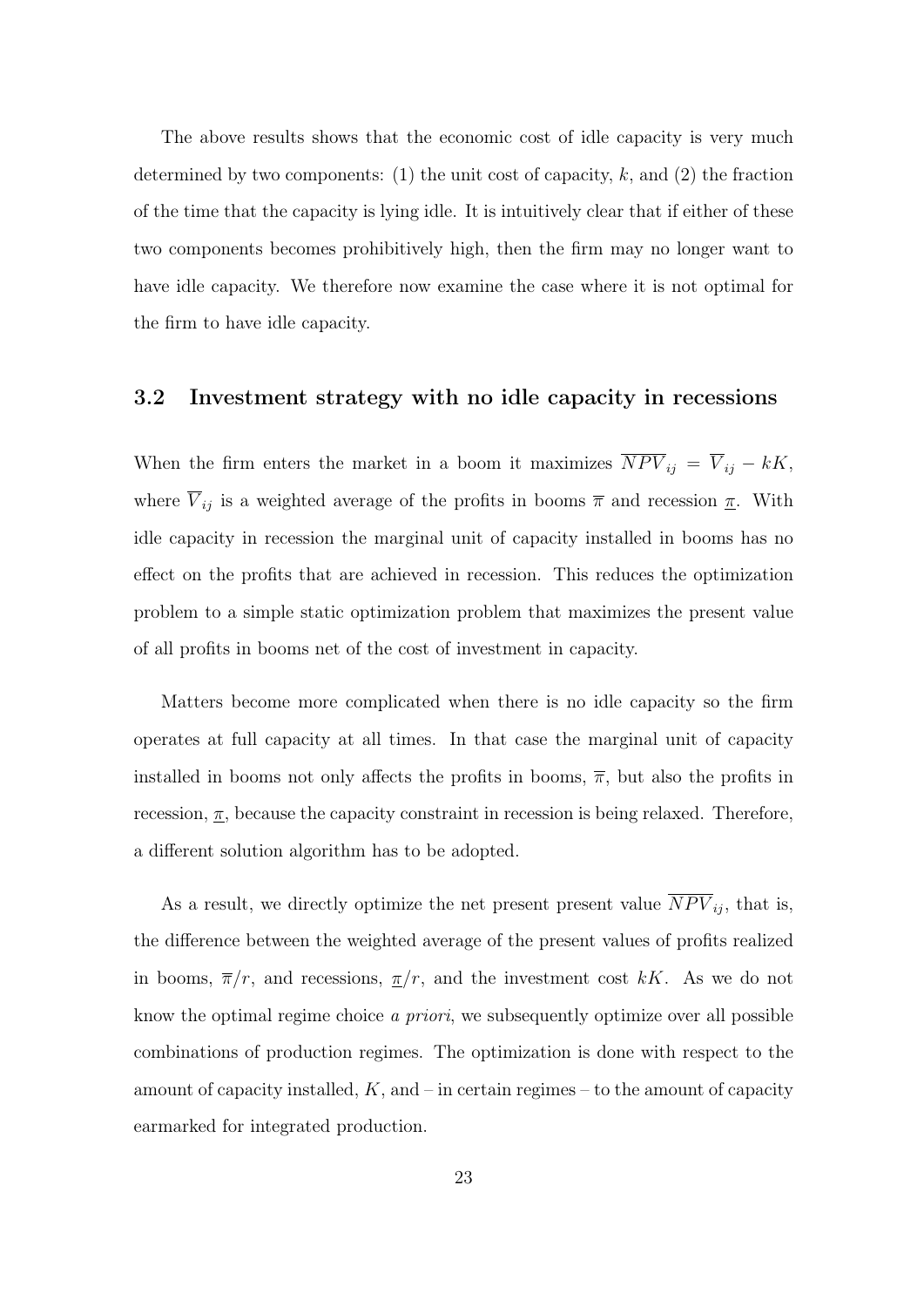The above results shows that the economic cost of idle capacity is very much determined by two components: (1) the unit cost of capacity, $k$, and (2) the fraction of the time that the capacity is lying idle. It is intuitively clear that if either of these two components becomes prohibitively high, then the firm may no longer want to have idle capacity. We therefore now examine the case where it is not optimal for the firm to have idle capacity.

### 3.2 Investment strategy with no idle capacity in recessions

When the firm enters the market in a boom it maximizes $\overline{NPV}_{ij} = \overline{V}_{ij} - kK$, where $\overline{V}_{ij}$ is a weighted average of the profits in booms $\overline{\pi}$ and recession $\underline{\pi}$. With idle capacity in recession the marginal unit of capacity installed in booms has no effect on the profits that are achieved in recession. This reduces the optimization problem to a simple static optimization problem that maximizes the present value of all profits in booms net of the cost of investment in capacity.

Matters become more complicated when there is no idle capacity so the firm operates at full capacity at all times. In that case the marginal unit of capacity installed in booms not only affects the profits in booms, $\overline{\pi}$, but also the profits in recession, $\underline{\pi}$, because the capacity constraint in recession is being relaxed. Therefore, a different solution algorithm has to be adopted.

As a result, we directly optimize the net present present value $\overline{NPV}_{ij}$, that is, the difference between the weighted average of the present values of profits realized in booms, $\overline{\pi}/r$, and recessions, $\underline{\pi}/r$, and the investment cost $kK$. As we do not know the optimal regime choice *a priori*, we subsequently optimize over all possible combinations of production regimes. The optimization is done with respect to the amount of capacity installed, $K$, and – in certain regimes – to the amount of capacity earmarked for integrated production.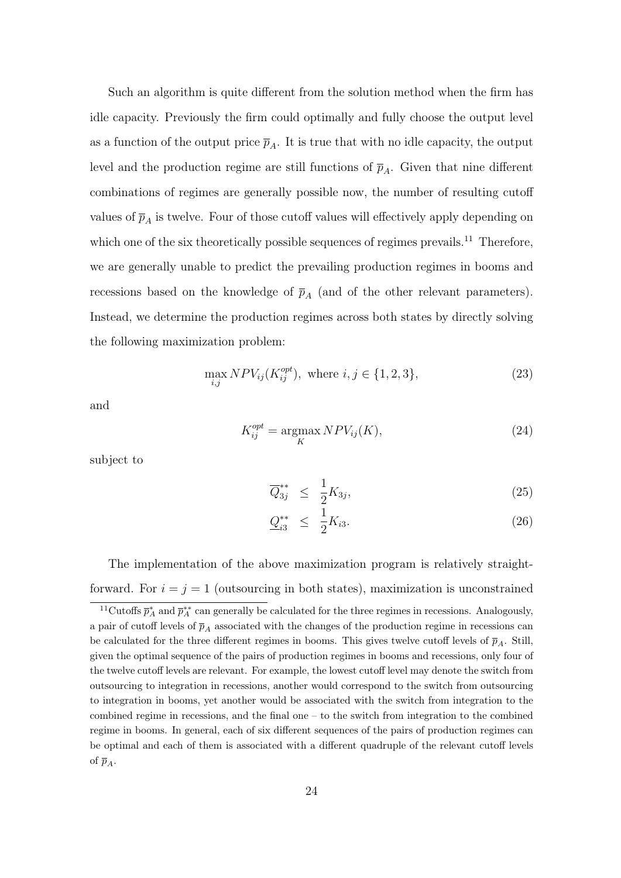Such an algorithm is quite different from the solution method when the firm has idle capacity. Previously the firm could optimally and fully choose the output level as a function of the output price $\overline{p}_A$. It is true that with no idle capacity, the output level and the production regime are still functions of $\overline{p}_A$. Given that nine different combinations of regimes are generally possible now, the number of resulting cutoff values of $\overline{p}_A$ is twelve. Four of those cutoff values will effectively apply depending on which one of the six theoretically possible sequences of regimes prevails.[11] Therefore, we are generally unable to predict the prevailing production regimes in booms and recessions based on the knowledge of $\overline{p}_A$ (and of the other relevant parameters). Instead, we determine the production regimes across both states by directly solving the following maximization problem:

$$\max_{i,j} NPV_{ij}(K_{ij}^{opt}), \text{ where } i, j \in \{1, 2, 3\}, \tag{23}$$

and

$$K_{ij}^{opt} = \underset{K}{\operatorname{argmax}}\, NPV_{ij}(K), \tag{24}$$

subject to

$$\overline{Q}_{3j}^{**} \leq \frac{1}{2} K_{3j}, \tag{25}$$

$$\underline{Q}_{i3}^{**} \leq \frac{1}{2} K_{i3}. \tag{26}$$

The implementation of the above maximization program is relatively straightforward. For $i = j = 1$ (outsourcing in both states), maximization is unconstrained

[11] Cutoffs $\overline{p}_A^{*}$ and $\overline{p}_A^{**}$ can generally be calculated for the three regimes in recessions. Analogously, a pair of cutoff levels of $\overline{p}_A$ associated with the changes of the production regime in recessions can be calculated for the three different regimes in booms. This gives twelve cutoff levels of $\overline{p}_A$. Still, given the optimal sequence of the pairs of production regimes in booms and recessions, only four of the twelve cutoff levels are relevant. For example, the lowest cutoff level may denote the switch from outsourcing to integration in recessions, another would correspond to the switch from outsourcing to integration in booms, yet another would be associated with the switch from integration to the combined regime in recessions, and the final one – to the switch from integration to the combined regime in booms. In general, each of six different sequences of the pairs of production regimes can be optimal and each of them is associated with a different quadruple of the relevant cutoff levels of $\overline{p}_A$.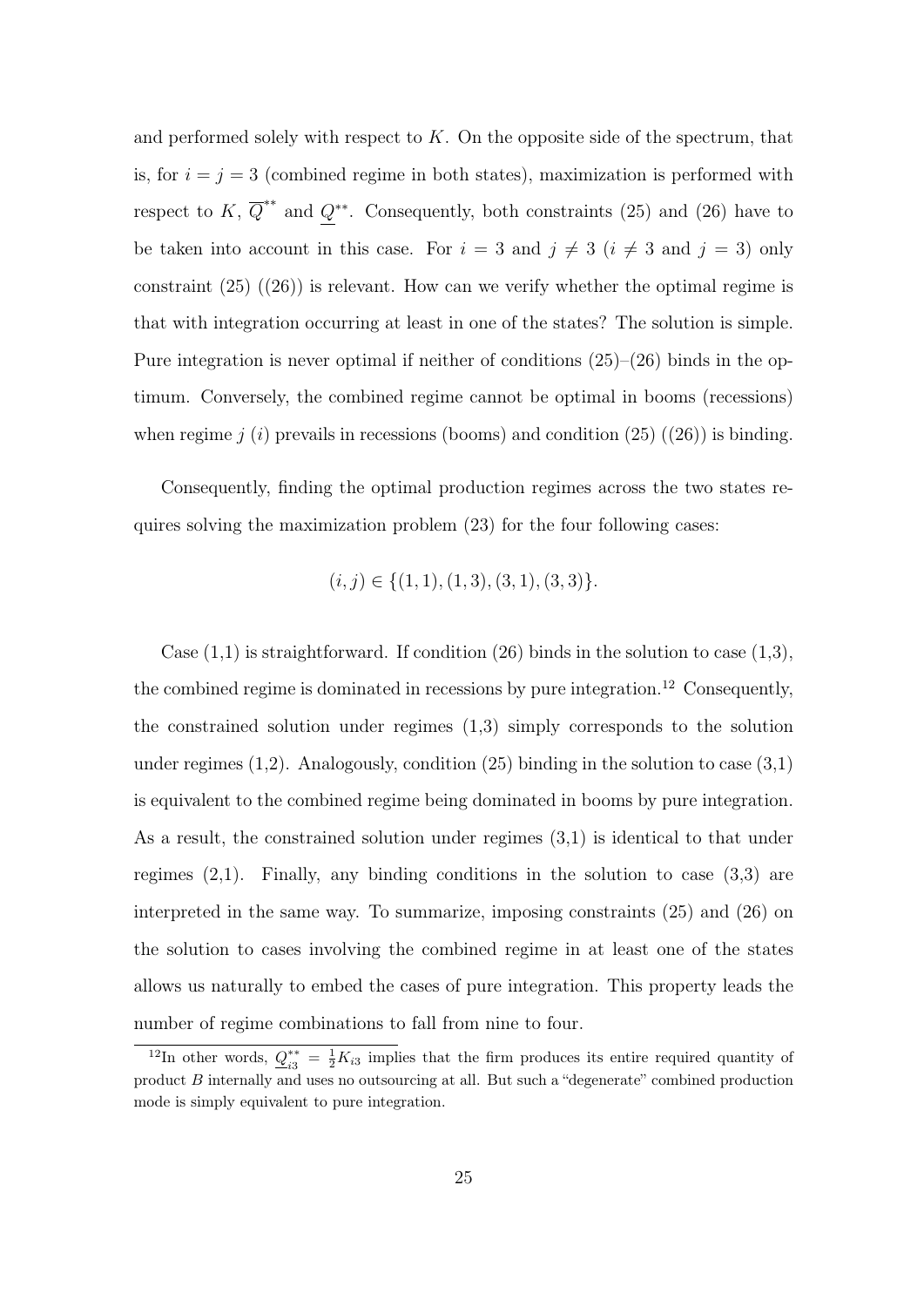and performed solely with respect to $K$. On the opposite side of the spectrum, that is, for $i = j = 3$ (combined regime in both states), maximization is performed with respect to $K$, $\overline{Q}^{**}$ and $\underline{Q}^{**}$. Consequently, both constraints (25) and (26) have to be taken into account in this case. For $i = 3$ and $j \neq 3$ ($i \neq 3$ and $j = 3$) only constraint (25) ((26)) is relevant. How can we verify whether the optimal regime is that with integration occurring at least in one of the states? The solution is simple. Pure integration is never optimal if neither of conditions (25)–(26) binds in the optimum. Conversely, the combined regime cannot be optimal in booms (recessions) when regime $j$ ($i$) prevails in recessions (booms) and condition (25) ((26)) is binding.

Consequently, finding the optimal production regimes across the two states requires solving the maximization problem (23) for the four following cases:

$$(i, j) \in \{(1, 1), (1, 3), (3, 1), (3, 3)\}.$$

Case (1,1) is straightforward. If condition (26) binds in the solution to case (1,3), the combined regime is dominated in recessions by pure integration.[12] Consequently, the constrained solution under regimes (1,3) simply corresponds to the solution under regimes (1,2). Analogously, condition (25) binding in the solution to case (3,1) is equivalent to the combined regime being dominated in booms by pure integration. As a result, the constrained solution under regimes (3,1) is identical to that under regimes (2,1). Finally, any binding conditions in the solution to case (3,3) are interpreted in the same way. To summarize, imposing constraints (25) and (26) on the solution to cases involving the combined regime in at least one of the states allows us naturally to embed the cases of pure integration. This property leads the number of regime combinations to fall from nine to four.

[12] In other words, $\underline{Q}_{i3}^{**} = \frac{1}{2}K_{i3}$ implies that the firm produces its entire required quantity of product $B$ internally and uses no outsourcing at all. But such a "degenerate" combined production mode is simply equivalent to pure integration.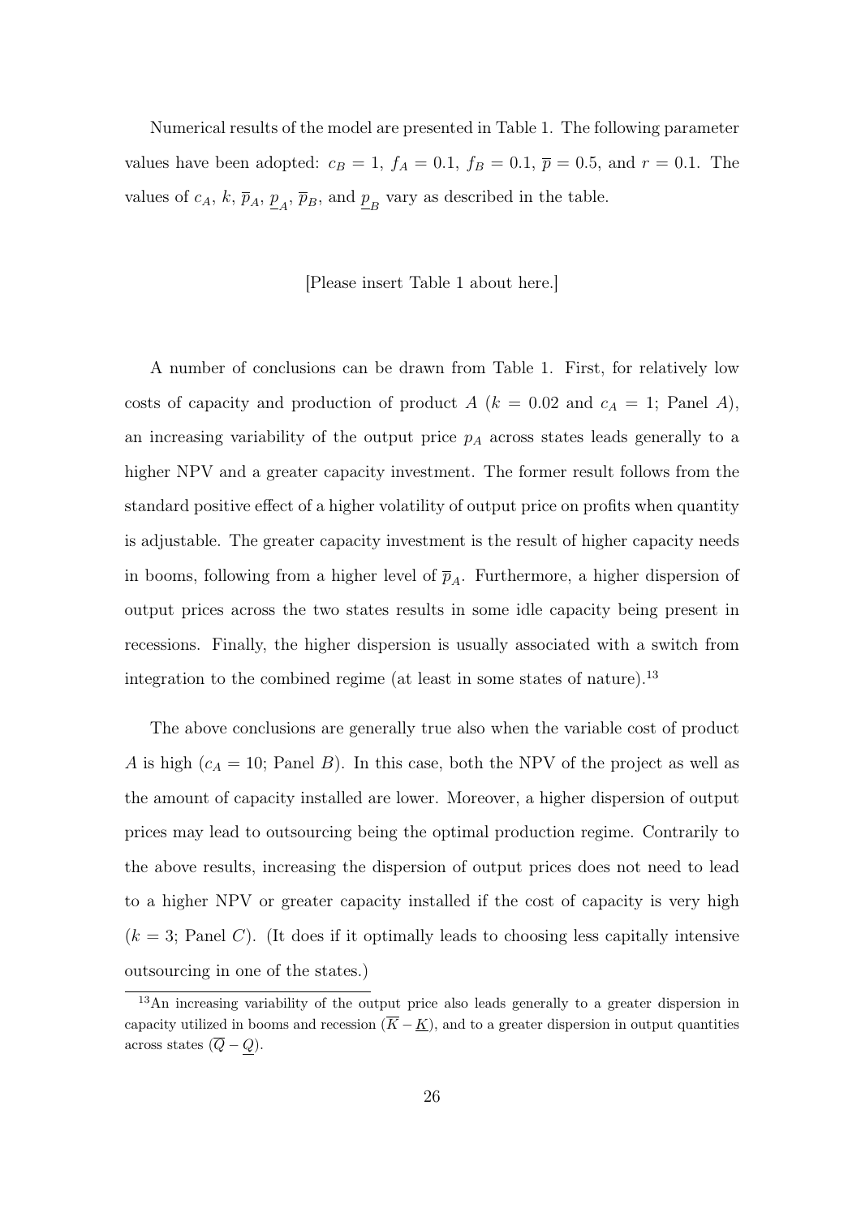Numerical results of the model are presented in Table 1. The following parameter values have been adopted: $c_B = 1$, $f_A = 0.1$, $f_B = 0.1$, $\overline{p} = 0.5$, and $r = 0.1$. The values of $c_A$, $k$, $\overline{p}_A$, $\underline{p}_A$, $\overline{p}_B$, and $\underline{p}_B$ vary as described in the table.

[Please insert Table 1 about here.]

A number of conclusions can be drawn from Table 1. First, for relatively low costs of capacity and production of product $A$ ($k = 0.02$ and $c_A = 1$; Panel $A$), an increasing variability of the output price $p_A$ across states leads generally to a higher NPV and a greater capacity investment. The former result follows from the standard positive effect of a higher volatility of output price on profits when quantity is adjustable. The greater capacity investment is the result of higher capacity needs in booms, following from a higher level of $\overline{p}_A$. Furthermore, a higher dispersion of output prices across the two states results in some idle capacity being present in recessions. Finally, the higher dispersion is usually associated with a switch from integration to the combined regime (at least in some states of nature).[13]

The above conclusions are generally true also when the variable cost of product $A$ is high ($c_A = 10$; Panel $B$). In this case, both the NPV of the project as well as the amount of capacity installed are lower. Moreover, a higher dispersion of output prices may lead to outsourcing being the optimal production regime. Contrarily to the above results, increasing the dispersion of output prices does not need to lead to a higher NPV or greater capacity installed if the cost of capacity is very high ($k = 3$; Panel $C$). (It does if it optimally leads to choosing less capitally intensive outsourcing in one of the states.)

[13] An increasing variability of the output price also leads generally to a greater dispersion in capacity utilized in booms and recession ($\overline{K} - \underline{K}$), and to a greater dispersion in output quantities across states ($\overline{Q} - \underline{Q}$).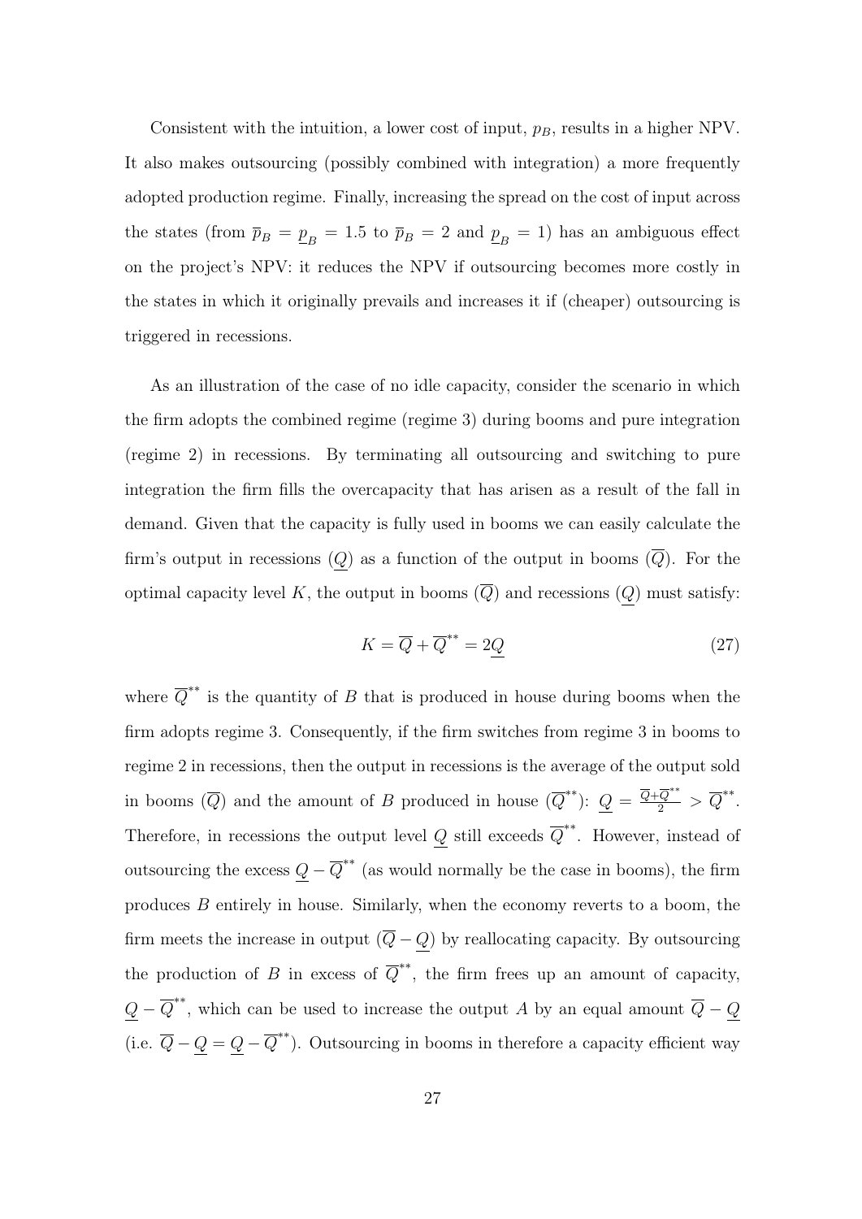Consistent with the intuition, a lower cost of input, $p_B$, results in a higher NPV. It also makes outsourcing (possibly combined with integration) a more frequently adopted production regime. Finally, increasing the spread on the cost of input across the states (from $\overline{p}_B = \underline{p}_B = 1.5$ to $\overline{p}_B = 2$ and $\underline{p}_B = 1$) has an ambiguous effect on the project's NPV: it reduces the NPV if outsourcing becomes more costly in the states in which it originally prevails and increases it if (cheaper) outsourcing is triggered in recessions.

As an illustration of the case of no idle capacity, consider the scenario in which the firm adopts the combined regime (regime 3) during booms and pure integration (regime 2) in recessions. By terminating all outsourcing and switching to pure integration the firm fills the overcapacity that has arisen as a result of the fall in demand. Given that the capacity is fully used in booms we can easily calculate the firm's output in recessions ($\underline{Q}$) as a function of the output in booms ($\overline{Q}$). For the optimal capacity level $K$, the output in booms ($\overline{Q}$) and recessions ($\underline{Q}$) must satisfy:

$$K = \overline{Q} + \overline{Q}^{**} = 2\underline{Q} \tag{27}$$

where $\overline{Q}^{**}$ is the quantity of $B$ that is produced in house during booms when the firm adopts regime 3. Consequently, if the firm switches from regime 3 in booms to regime 2 in recessions, then the output in recessions is the average of the output sold in booms ($\overline{Q}$) and the amount of $B$ produced in house ($\overline{Q}^{**}$): $\underline{Q} = \frac{\overline{Q}+\overline{Q}^{**}}{2} > \overline{Q}^{**}$. Therefore, in recessions the output level $\underline{Q}$ still exceeds $\overline{Q}^{**}$. However, instead of outsourcing the excess $\underline{Q} - \overline{Q}^{**}$ (as would normally be the case in booms), the firm produces $B$ entirely in house. Similarly, when the economy reverts to a boom, the firm meets the increase in output ($\overline{Q} - \underline{Q}$) by reallocating capacity. By outsourcing the production of $B$ in excess of $\overline{Q}^{**}$, the firm frees up an amount of capacity, $\underline{Q} - \overline{Q}^{**}$, which can be used to increase the output $A$ by an equal amount $\overline{Q} - \underline{Q}$ (i.e. $\overline{Q} - \underline{Q} = \underline{Q} - \overline{Q}^{**}$). Outsourcing in booms in therefore a capacity efficient way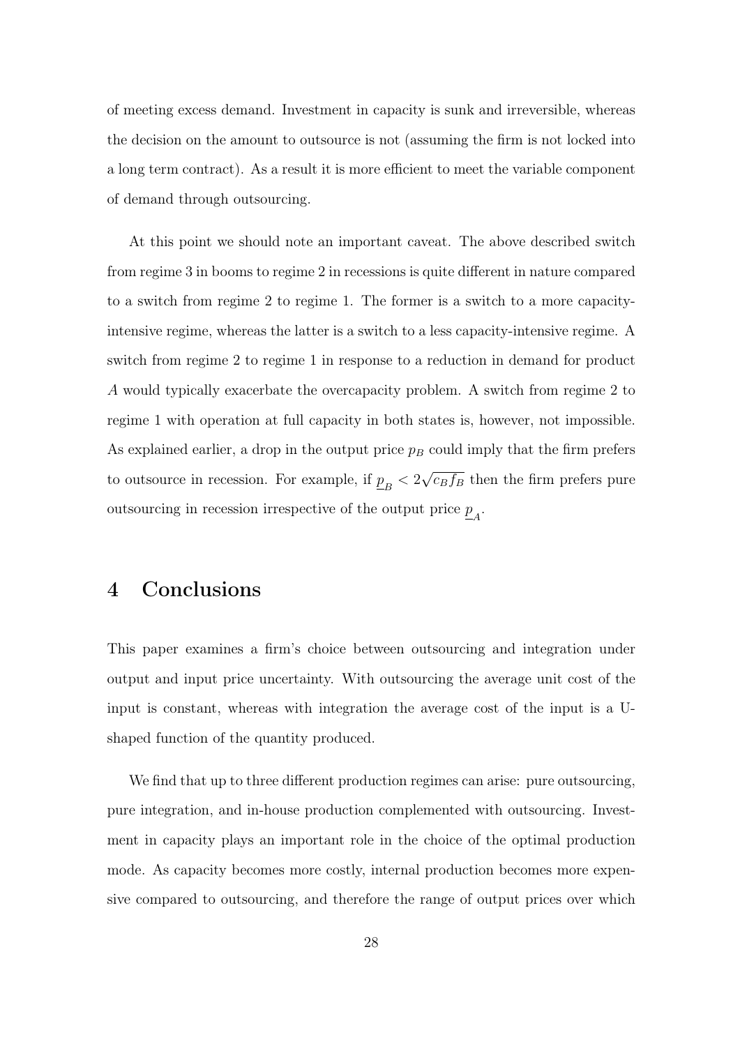of meeting excess demand. Investment in capacity is sunk and irreversible, whereas the decision on the amount to outsource is not (assuming the firm is not locked into a long term contract). As a result it is more efficient to meet the variable component of demand through outsourcing.

At this point we should note an important caveat. The above described switch from regime 3 in booms to regime 2 in recessions is quite different in nature compared to a switch from regime 2 to regime 1. The former is a switch to a more capacity-intensive regime, whereas the latter is a switch to a less capacity-intensive regime. A switch from regime 2 to regime 1 in response to a reduction in demand for product $A$ would typically exacerbate the overcapacity problem. A switch from regime 2 to regime 1 with operation at full capacity in both states is, however, not impossible. As explained earlier, a drop in the output price $p_B$ could imply that the firm prefers to outsource in recession. For example, if $\underline{p}_B < 2\sqrt{c_B f_B}$ then the firm prefers pure outsourcing in recession irrespective of the output price $\underline{p}_A$.

# 4 Conclusions

This paper examines a firm's choice between outsourcing and integration under output and input price uncertainty. With outsourcing the average unit cost of the input is constant, whereas with integration the average cost of the input is a U-shaped function of the quantity produced.

We find that up to three different production regimes can arise: pure outsourcing, pure integration, and in-house production complemented with outsourcing. Investment in capacity plays an important role in the choice of the optimal production mode. As capacity becomes more costly, internal production becomes more expensive compared to outsourcing, and therefore the range of output prices over which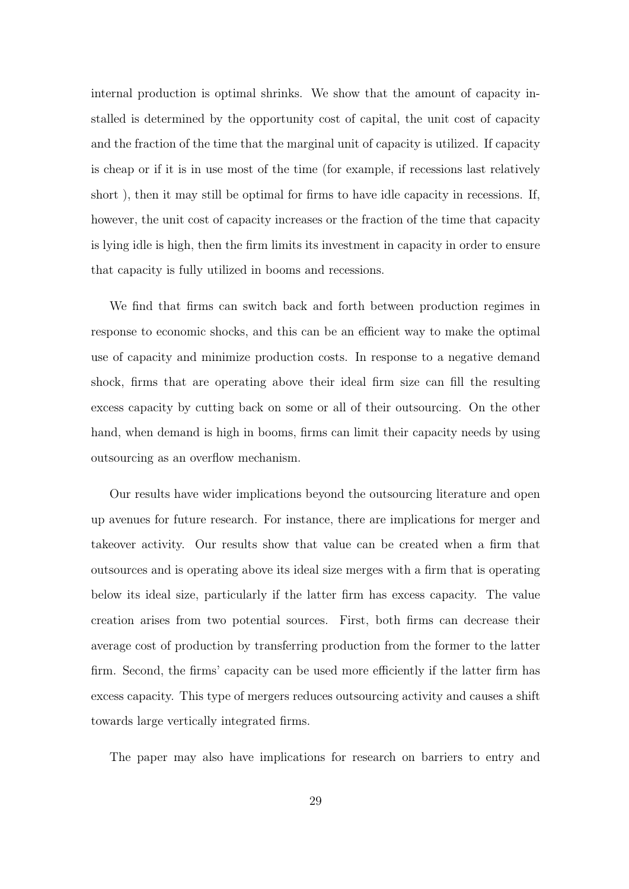internal production is optimal shrinks. We show that the amount of capacity installed is determined by the opportunity cost of capital, the unit cost of capacity and the fraction of the time that the marginal unit of capacity is utilized. If capacity is cheap or if it is in use most of the time (for example, if recessions last relatively short ), then it may still be optimal for firms to have idle capacity in recessions. If, however, the unit cost of capacity increases or the fraction of the time that capacity is lying idle is high, then the firm limits its investment in capacity in order to ensure that capacity is fully utilized in booms and recessions.

We find that firms can switch back and forth between production regimes in response to economic shocks, and this can be an efficient way to make the optimal use of capacity and minimize production costs. In response to a negative demand shock, firms that are operating above their ideal firm size can fill the resulting excess capacity by cutting back on some or all of their outsourcing. On the other hand, when demand is high in booms, firms can limit their capacity needs by using outsourcing as an overflow mechanism.

Our results have wider implications beyond the outsourcing literature and open up avenues for future research. For instance, there are implications for merger and takeover activity. Our results show that value can be created when a firm that outsources and is operating above its ideal size merges with a firm that is operating below its ideal size, particularly if the latter firm has excess capacity. The value creation arises from two potential sources. First, both firms can decrease their average cost of production by transferring production from the former to the latter firm. Second, the firms' capacity can be used more efficiently if the latter firm has excess capacity. This type of mergers reduces outsourcing activity and causes a shift towards large vertically integrated firms.

The paper may also have implications for research on barriers to entry and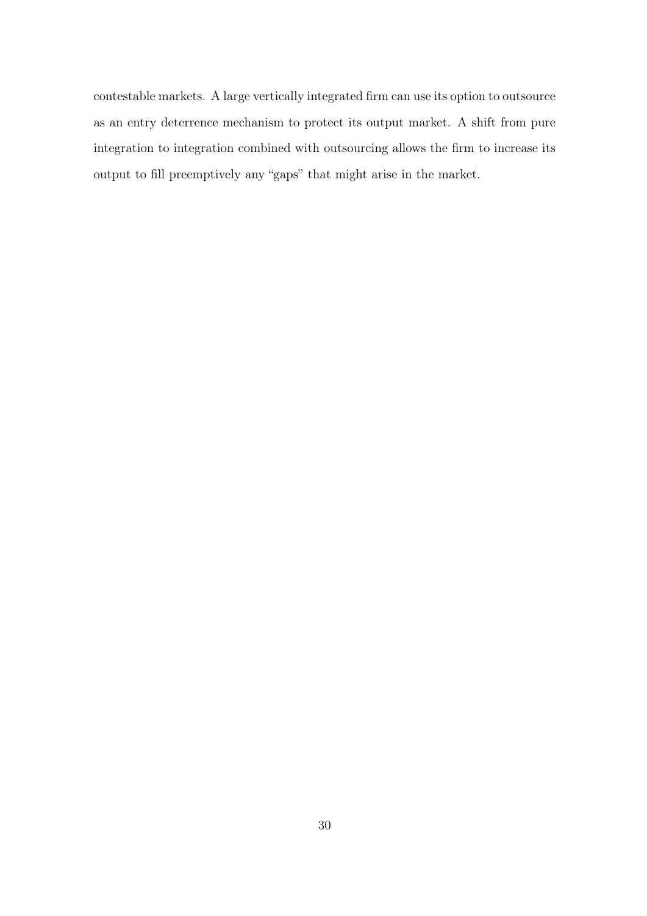contestable markets. A large vertically integrated firm can use its option to outsource as an entry deterrence mechanism to protect its output market. A shift from pure integration to integration combined with outsourcing allows the firm to increase its output to fill preemptively any "gaps" that might arise in the market.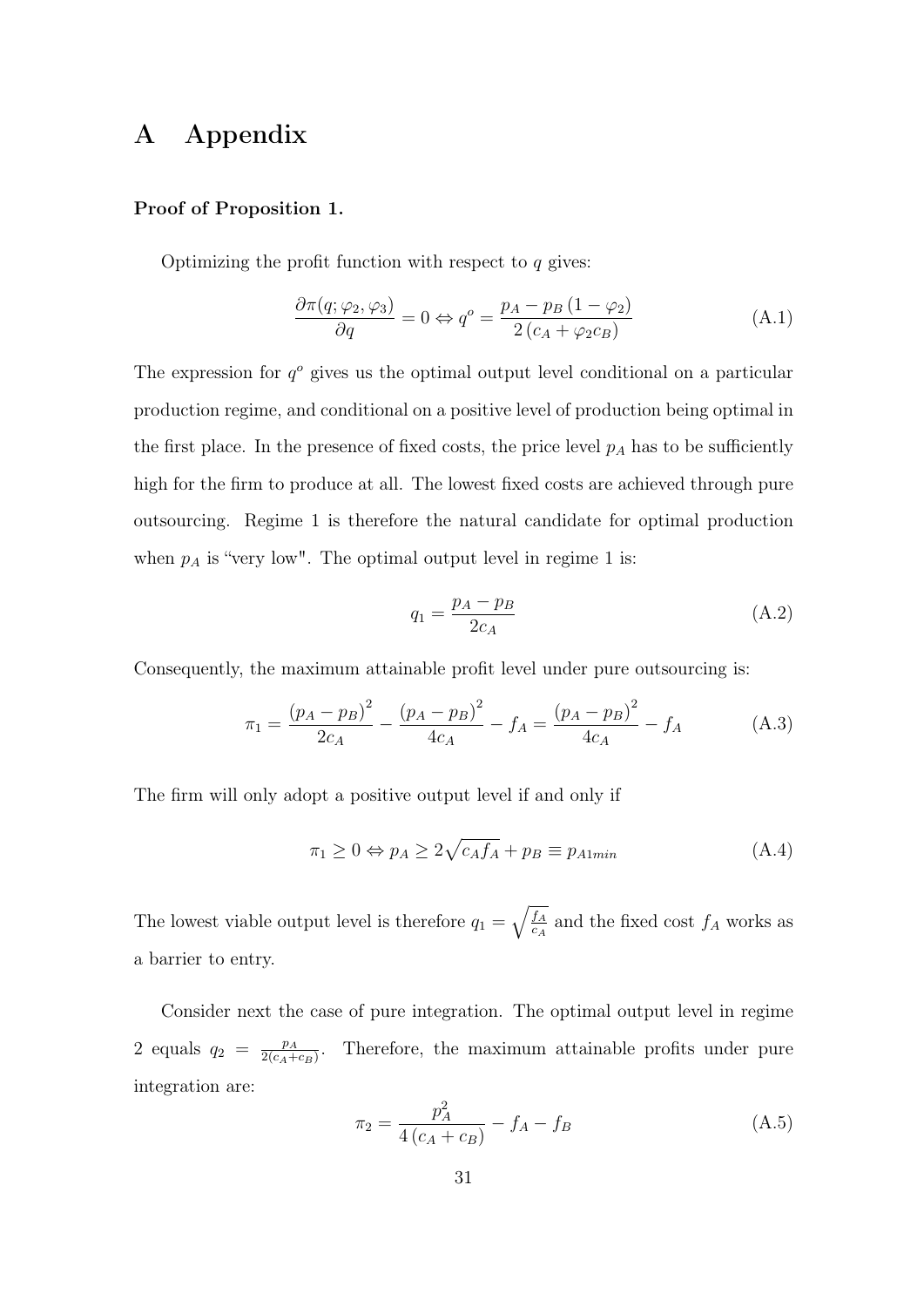# A Appendix

**Proof of Proposition 1.**

Optimizing the profit function with respect to $q$ gives:

$$\frac{\partial \pi(q;\varphi_2,\varphi_3)}{\partial q} = 0 \Leftrightarrow q^o = \frac{p_A - p_B\left(1-\varphi_2\right)}{2\left(c_A + \varphi_2 c_B\right)} \tag{A.1}$$

The expression for $q^o$ gives us the optimal output level conditional on a particular production regime, and conditional on a positive level of production being optimal in the first place. In the presence of fixed costs, the price level $p_A$ has to be sufficiently high for the firm to produce at all. The lowest fixed costs are achieved through pure outsourcing. Regime 1 is therefore the natural candidate for optimal production when $p_A$ is "very low". The optimal output level in regime 1 is:

$$q_1 = \frac{p_A - p_B}{2c_A} \tag{A.2}$$

Consequently, the maximum attainable profit level under pure outsourcing is:

$$\pi_1 = \frac{\left(p_A - p_B\right)^2}{2c_A} - \frac{\left(p_A - p_B\right)^2}{4c_A} - f_A = \frac{\left(p_A - p_B\right)^2}{4c_A} - f_A \tag{A.3}$$

The firm will only adopt a positive output level if and only if

$$\pi_1 \geq 0 \Leftrightarrow p_A \geq 2\sqrt{c_A f_A} + p_B \equiv p_{A1min} \tag{A.4}$$

The lowest viable output level is therefore $q_1 = \sqrt{\frac{f_A}{c_A}}$ and the fixed cost $f_A$ works as a barrier to entry.

Consider next the case of pure integration. The optimal output level in regime 2 equals $q_2 = \frac{p_A}{2(c_A+c_B)}$. Therefore, the maximum attainable profits under pure integration are:

$$\pi_2 = \frac{p_A^2}{4\left(c_A + c_B\right)} - f_A - f_B \tag{A.5}$$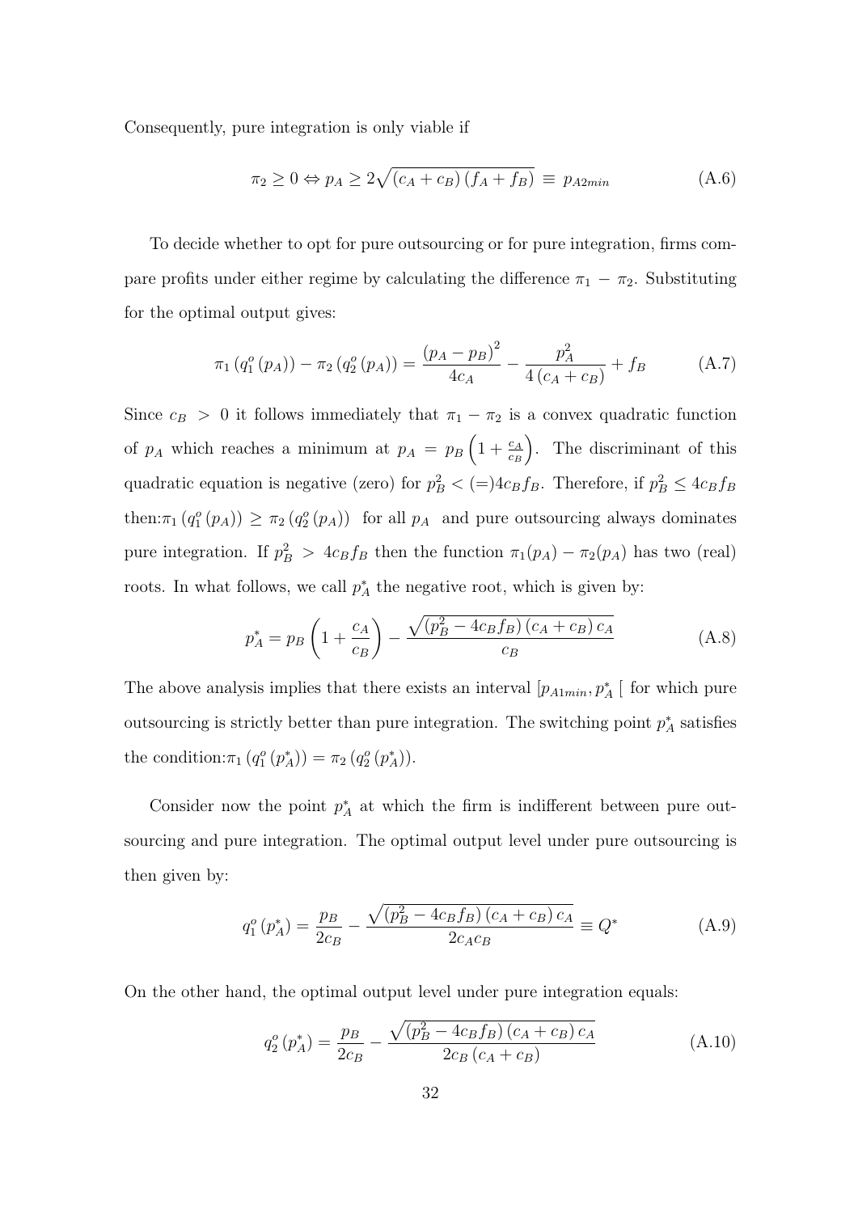Consequently, pure integration is only viable if

$$\pi_2 \geq 0 \Leftrightarrow p_A \geq 2\sqrt{(c_A + c_B)(f_A + f_B)} \equiv p_{A2min} \tag{A.6}$$

To decide whether to opt for pure outsourcing or for pure integration, firms compare profits under either regime by calculating the difference $\pi_1 - \pi_2$. Substituting for the optimal output gives:

$$\pi_1 (q_1^o (p_A)) - \pi_2 (q_2^o (p_A)) = \frac{(p_A - p_B)^2}{4c_A} - \frac{p_A^2}{4(c_A + c_B)} + f_B \tag{A.7}$$

Since $c_B > 0$ it follows immediately that $\pi_1 - \pi_2$ is a convex quadratic function of $p_A$ which reaches a minimum at $p_A = p_B\left(1 + \frac{c_A}{c_B}\right)$. The discriminant of this quadratic equation is negative (zero) for $p_B^2 < (=) 4c_B f_B$. Therefore, if $p_B^2 \leq 4c_B f_B$ then:$\pi_1 (q_1^o (p_A)) \geq \pi_2 (q_2^o (p_A))$ for all $p_A$ and pure outsourcing always dominates pure integration. If $p_B^2 > 4c_B f_B$ then the function $\pi_1(p_A) - \pi_2(p_A)$ has two (real) roots. In what follows, we call $p_A^*$ the negative root, which is given by:

$$p_A^* = p_B\left(1 + \frac{c_A}{c_B}\right) - \frac{\sqrt{(p_B^2 - 4c_B f_B)(c_A + c_B)c_A}}{c_B} \tag{A.8}$$

The above analysis implies that there exists an interval $[p_{A1min}, p_A^*[$ for which pure outsourcing is strictly better than pure integration. The switching point $p_A^*$ satisfies the condition:$\pi_1 (q_1^o (p_A^*)) = \pi_2 (q_2^o (p_A^*))$.

Consider now the point $p_A^*$ at which the firm is indifferent between pure outsourcing and pure integration. The optimal output level under pure outsourcing is then given by:

$$q_1^o (p_A^*) = \frac{p_B}{2c_B} - \frac{\sqrt{(p_B^2 - 4c_B f_B)(c_A + c_B)c_A}}{2c_A c_B} \equiv Q^* \tag{A.9}$$

On the other hand, the optimal output level under pure integration equals:

$$q_2^o (p_A^*) = \frac{p_B}{2c_B} - \frac{\sqrt{(p_B^2 - 4c_B f_B)(c_A + c_B)c_A}}{2c_B (c_A + c_B)} \tag{A.10}$$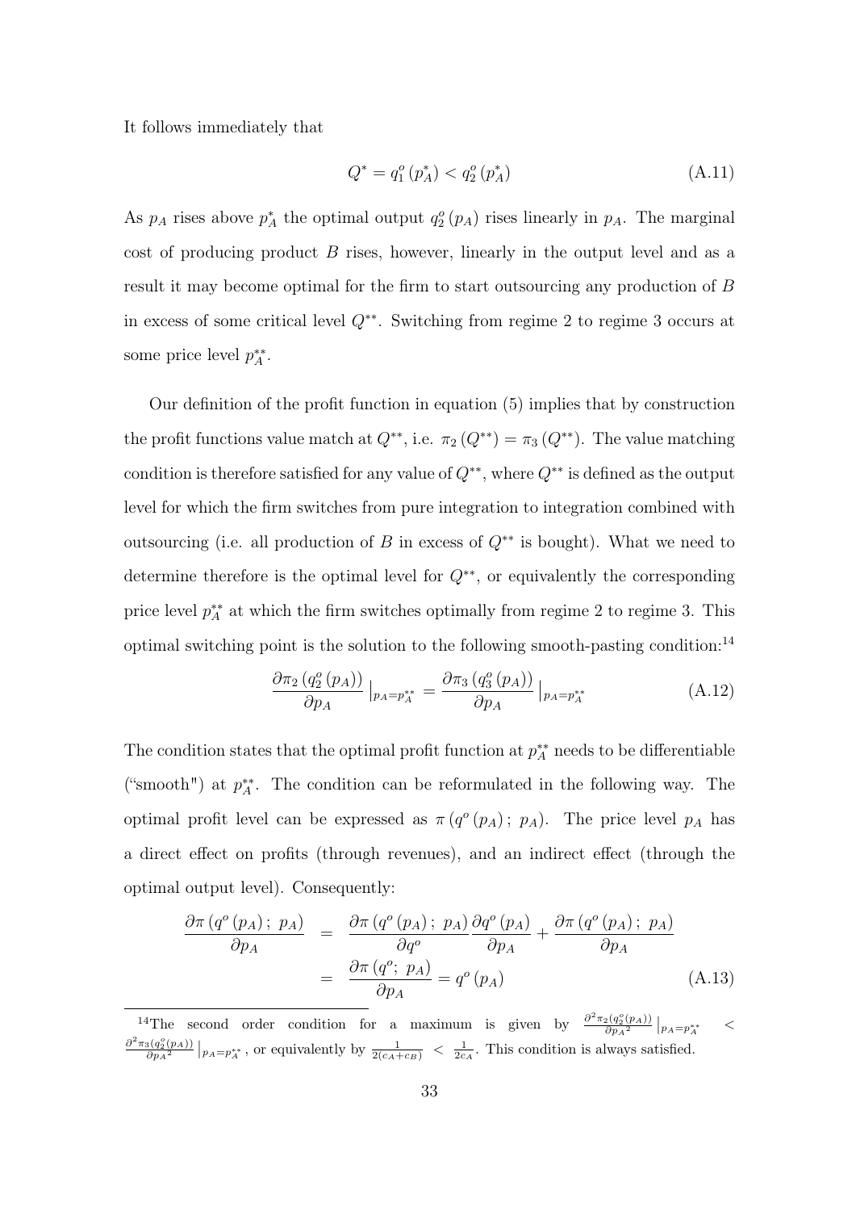It follows immediately that

$$Q^* = q_1^o(p_A^*) < q_2^o(p_A^*) \tag{A.11}$$

As $p_A$ rises above $p_A^*$ the optimal output $q_2^o(p_A)$ rises linearly in $p_A$. The marginal cost of producing product $B$ rises, however, linearly in the output level and as a result it may become optimal for the firm to start outsourcing any production of $B$ in excess of some critical level $Q^{**}$. Switching from regime 2 to regime 3 occurs at some price level $p_A^{**}$.

Our definition of the profit function in equation (5) implies that by construction the profit functions value match at $Q^{**}$, i.e. $\pi_2(Q^{**}) = \pi_3(Q^{**})$. The value matching condition is therefore satisfied for any value of $Q^{**}$, where $Q^{**}$ is defined as the output level for which the firm switches from pure integration to integration combined with outsourcing (i.e. all production of $B$ in excess of $Q^{**}$ is bought). What we need to determine therefore is the optimal level for $Q^{**}$, or equivalently the corresponding price level $p_A^{**}$ at which the firm switches optimally from regime 2 to regime 3. This optimal switching point is the solution to the following smooth-pasting condition:[14]

$$\frac{\partial \pi_2(q_2^o(p_A))}{\partial p_A}\Big|_{p_A = p_A^{**}} = \frac{\partial \pi_3(q_3^o(p_A))}{\partial p_A}\Big|_{p_A = p_A^{**}} \tag{A.12}$$

The condition states that the optimal profit function at $p_A^{**}$ needs to be differentiable ("smooth") at $p_A^{**}$. The condition can be reformulated in the following way. The optimal profit level can be expressed as $\pi(q^o(p_A);\ p_A)$. The price level $p_A$ has a direct effect on profits (through revenues), and an indirect effect (through the optimal output level). Consequently:

$$\begin{aligned}
\frac{\partial \pi(q^o(p_A);\ p_A)}{\partial p_A} &= \frac{\partial \pi(q^o(p_A);\ p_A)}{\partial q^o}\frac{\partial q^o(p_A)}{\partial p_A} + \frac{\partial \pi(q^o(p_A);\ p_A)}{\partial p_A} \\
&= \frac{\partial \pi(q^o;\ p_A)}{\partial p_A} = q^o(p_A)
\end{aligned} \tag{A.13}$$

[14] The second order condition for a maximum is given by $\frac{\partial^2 \pi_2(q_2^o(p_A))}{\partial {p_A}^2}\big|_{p_A = p_A^{**}} < \frac{\partial^2 \pi_3(q_2^o(p_A))}{\partial {p_A}^2}\big|_{p_A = p_A^{**}}$, or equivalently by $\frac{1}{2(c_A + c_B)} < \frac{1}{2c_A}$. This condition is always satisfied.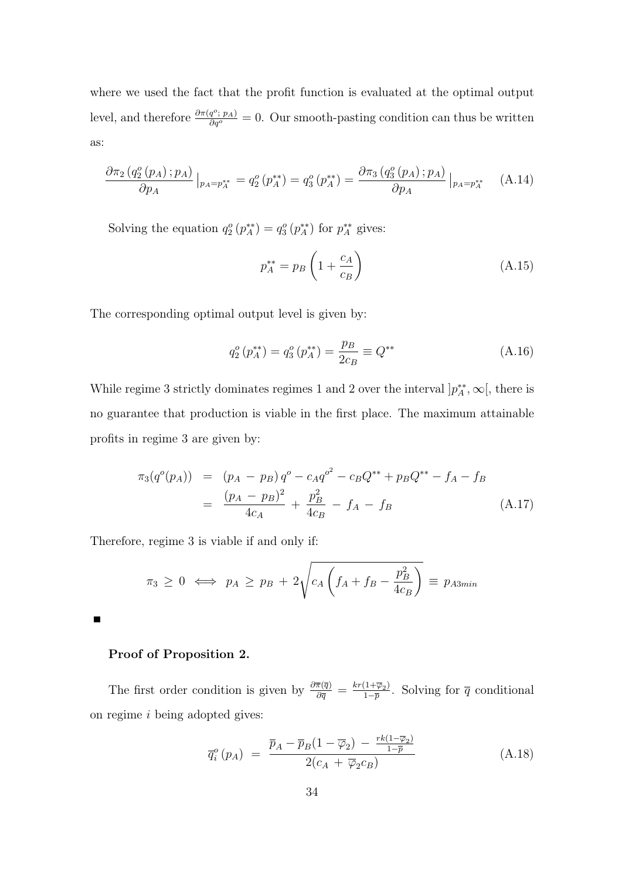where we used the fact that the profit function is evaluated at the optimal output level, and therefore $\frac{\partial \pi(q^o;\, p_A)}{\partial q^o} = 0$. Our smooth-pasting condition can thus be written as:

$$\frac{\partial \pi_2\left(q_2^o\left(p_A\right); p_A\right)}{\partial p_A}\Big|_{p_A = p_A^{**}} = q_2^o\left(p_A^{**}\right) = q_3^o\left(p_A^{**}\right) = \frac{\partial \pi_3\left(q_3^o\left(p_A\right); p_A\right)}{\partial p_A}\Big|_{p_A = p_A^{**}} \tag{A.14}$$

Solving the equation $q_2^o\left(p_A^{**}\right) = q_3^o\left(p_A^{**}\right)$ for $p_A^{**}$ gives:

$$p_A^{**} = p_B\left(1 + \frac{c_A}{c_B}\right) \tag{A.15}$$

The corresponding optimal output level is given by:

$$q_2^o\left(p_A^{**}\right) = q_3^o\left(p_A^{**}\right) = \frac{p_B}{2c_B} \equiv Q^{**} \tag{A.16}$$

While regime 3 strictly dominates regimes 1 and 2 over the interval $]p_A^{**}, \infty[$, there is no guarantee that production is viable in the first place. The maximum attainable profits in regime 3 are given by:

$$\begin{aligned} \pi_3(q^o(p_A)) &= \left(p_A - p_B\right) q^o - c_A {q^o}^2 - c_B Q^{**} + p_B Q^{**} - f_A - f_B \\ &= \frac{\left(p_A - p_B\right)^2}{4c_A} + \frac{p_B^2}{4c_B} - f_A - f_B \end{aligned} \tag{A.17}$$

Therefore, regime 3 is viable if and only if:

$$\pi_3 \geq 0 \iff p_A \geq p_B + 2\sqrt{c_A\left(f_A + f_B - \frac{p_B^2}{4c_B}\right)} \equiv p_{A3min}$$

■

**Proof of Proposition 2.**

The first order condition is given by $\frac{\partial \overline{\pi}(\overline{q})}{\partial \overline{q}} = \frac{kr(1+\overline{\varphi}_2)}{1-\overline{p}}$. Solving for $\overline{q}$ conditional on regime $i$ being adopted gives:

$$\overline{q}_i^o\left(p_A\right) = \frac{\overline{p}_A - \overline{p}_B(1 - \overline{\varphi}_2) - \frac{rk(1-\overline{\varphi}_2)}{1-\overline{p}}}{2(c_A + \overline{\varphi}_2 c_B)} \tag{A.18}$$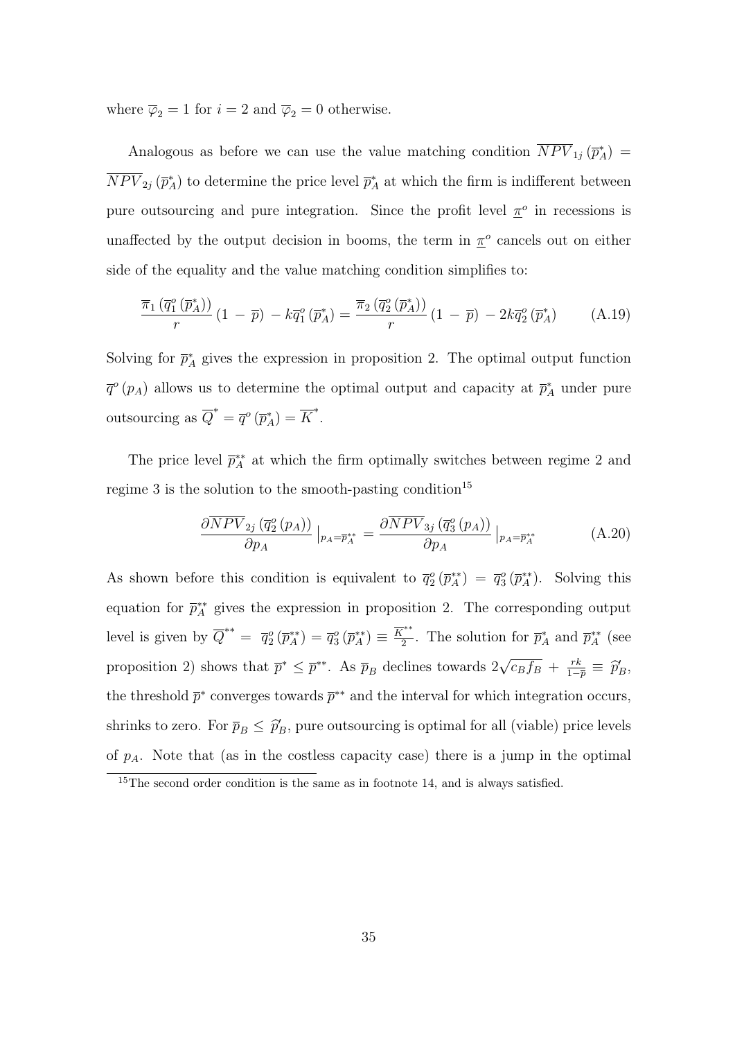where $\overline{\varphi}_2 = 1$ for $i = 2$ and $\overline{\varphi}_2 = 0$ otherwise.

Analogous as before we can use the value matching condition $\overline{NPV}_{1j}(\overline{p}_A^*) = \overline{NPV}_{2j}(\overline{p}_A^*)$ to determine the price level $\overline{p}_A^*$ at which the firm is indifferent between pure outsourcing and pure integration. Since the profit level $\underline{\pi}^o$ in recessions is unaffected by the output decision in booms, the term in $\underline{\pi}^o$ cancels out on either side of the equality and the value matching condition simplifies to:

$$\frac{\overline{\pi}_1\left(\overline{q}_1^o\left(\overline{p}_A^*\right)\right)}{r}\left(1 - \overline{p}\right) - k\overline{q}_1^o\left(\overline{p}_A^*\right) = \frac{\overline{\pi}_2\left(\overline{q}_2^o\left(\overline{p}_A^*\right)\right)}{r}\left(1 - \overline{p}\right) - 2k\overline{q}_2^o\left(\overline{p}_A^*\right) \tag{A.19}$$

Solving for $\overline{p}_A^*$ gives the expression in proposition 2. The optimal output function $\overline{q}^o(p_A)$ allows us to determine the optimal output and capacity at $\overline{p}_A^*$ under pure outsourcing as $\overline{Q}^* = \overline{q}^o(\overline{p}_A^*) = \overline{K}^*$.

The price level $\overline{p}_A^{**}$ at which the firm optimally switches between regime 2 and regime 3 is the solution to the smooth-pasting condition[15]

$$\frac{\partial \overline{NPV}_{2j}\left(\overline{q}_2^o\left(p_A\right)\right)}{\partial p_A}\Big|_{p_A = \overline{p}_A^{**}} = \frac{\partial \overline{NPV}_{3j}\left(\overline{q}_3^o\left(p_A\right)\right)}{\partial p_A}\Big|_{p_A = \overline{p}_A^{**}} \tag{A.20}$$

As shown before this condition is equivalent to $\overline{q}_2^o(\overline{p}_A^{**}) = \overline{q}_3^o(\overline{p}_A^{**})$. Solving this equation for $\overline{p}_A^{**}$ gives the expression in proposition 2. The corresponding output level is given by $\overline{Q}^{**} = \overline{q}_2^o(\overline{p}_A^{**}) = \overline{q}_3^o(\overline{p}_A^{**}) \equiv \frac{\overline{K}^{**}}{2}$. The solution for $\overline{p}_A^*$ and $\overline{p}_A^{**}$ (see proposition 2) shows that $\overline{p}^* \leq \overline{p}^{**}$. As $\overline{p}_B$ declines towards $2\sqrt{c_B f_B} + \frac{rk}{1-\overline{p}} \equiv \widehat{p}_B'$, the threshold $\overline{p}^*$ converges towards $\overline{p}^{**}$ and the interval for which integration occurs, shrinks to zero. For $\overline{p}_B \leq \widehat{p}_B'$, pure outsourcing is optimal for all (viable) price levels of $p_A$. Note that (as in the costless capacity case) there is a jump in the optimal

[15] The second order condition is the same as in footnote 14, and is always satisfied.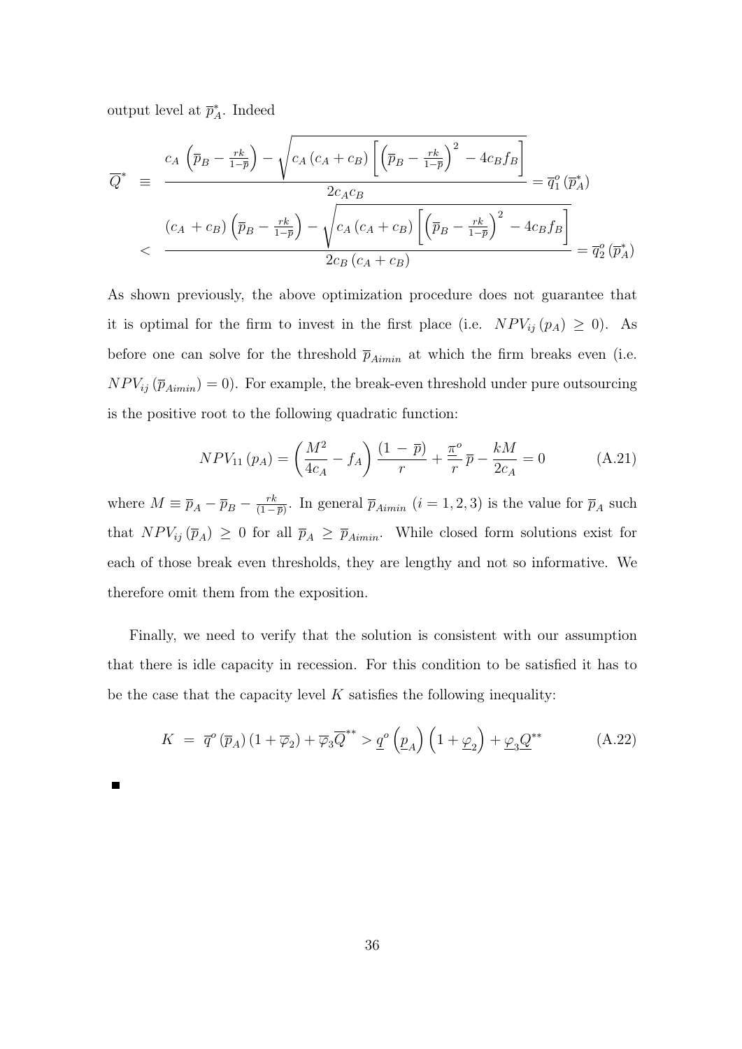output level at $\overline{p}_A^*$. Indeed

$$
\begin{aligned}
\overline{Q}^* &\equiv \frac{c_A\left(\overline{p}_B - \frac{rk}{1-\overline{p}}\right) - \sqrt{c_A\left(c_A + c_B\right)\left[\left(\overline{p}_B - \frac{rk}{1-\overline{p}}\right)^2 - 4c_B f_B\right]}}{2c_A c_B} = \overline{q}_1^o\left(\overline{p}_A^*\right) \\
&< \frac{\left(c_A + c_B\right)\left(\overline{p}_B - \frac{rk}{1-\overline{p}}\right) - \sqrt{c_A\left(c_A + c_B\right)\left[\left(\overline{p}_B - \frac{rk}{1-\overline{p}}\right)^2 - 4c_B f_B\right]}}{2c_B\left(c_A + c_B\right)} = \overline{q}_2^o\left(\overline{p}_A^*\right)
\end{aligned}
$$

As shown previously, the above optimization procedure does not guarantee that it is optimal for the firm to invest in the first place (i.e. $NPV_{ij}\left(p_A\right) \geq 0$). As before one can solve for the threshold $\overline{p}_{Aimin}$ at which the firm breaks even (i.e. $NPV_{ij}\left(\overline{p}_{Aimin}\right) = 0$). For example, the break-even threshold under pure outsourcing is the positive root to the following quadratic function:

$$
NPV_{11}\left(p_A\right) = \left(\frac{M^2}{4c_A} - f_A\right)\frac{\left(1 - \overline{p}\right)}{r} + \frac{\underline{\pi}^o}{r}\overline{p} - \frac{kM}{2c_A} = 0 \qquad \text{(A.21)}
$$

where $M \equiv \overline{p}_A - \overline{p}_B - \frac{rk}{\left(1-\overline{p}\right)}$. In general $\overline{p}_{Aimin}$ $(i = 1, 2, 3)$ is the value for $\overline{p}_A$ such that $NPV_{ij}\left(\overline{p}_A\right) \geq 0$ for all $\overline{p}_A \geq \overline{p}_{Aimin}$. While closed form solutions exist for each of those break even thresholds, they are lengthy and not so informative. We therefore omit them from the exposition.

Finally, we need to verify that the solution is consistent with our assumption that there is idle capacity in recession. For this condition to be satisfied it has to be the case that the capacity level $K$ satisfies the following inequality:

$$
K = \overline{q}^o\left(\overline{p}_A\right)\left(1 + \overline{\varphi}_2\right) + \overline{\varphi}_3\overline{Q}^{**} > \underline{q}^o\left(\underline{p}_A\right)\left(1 + \underline{\varphi}_2\right) + \underline{\varphi}_3\underline{Q}^{**} \qquad \text{(A.22)}
$$

■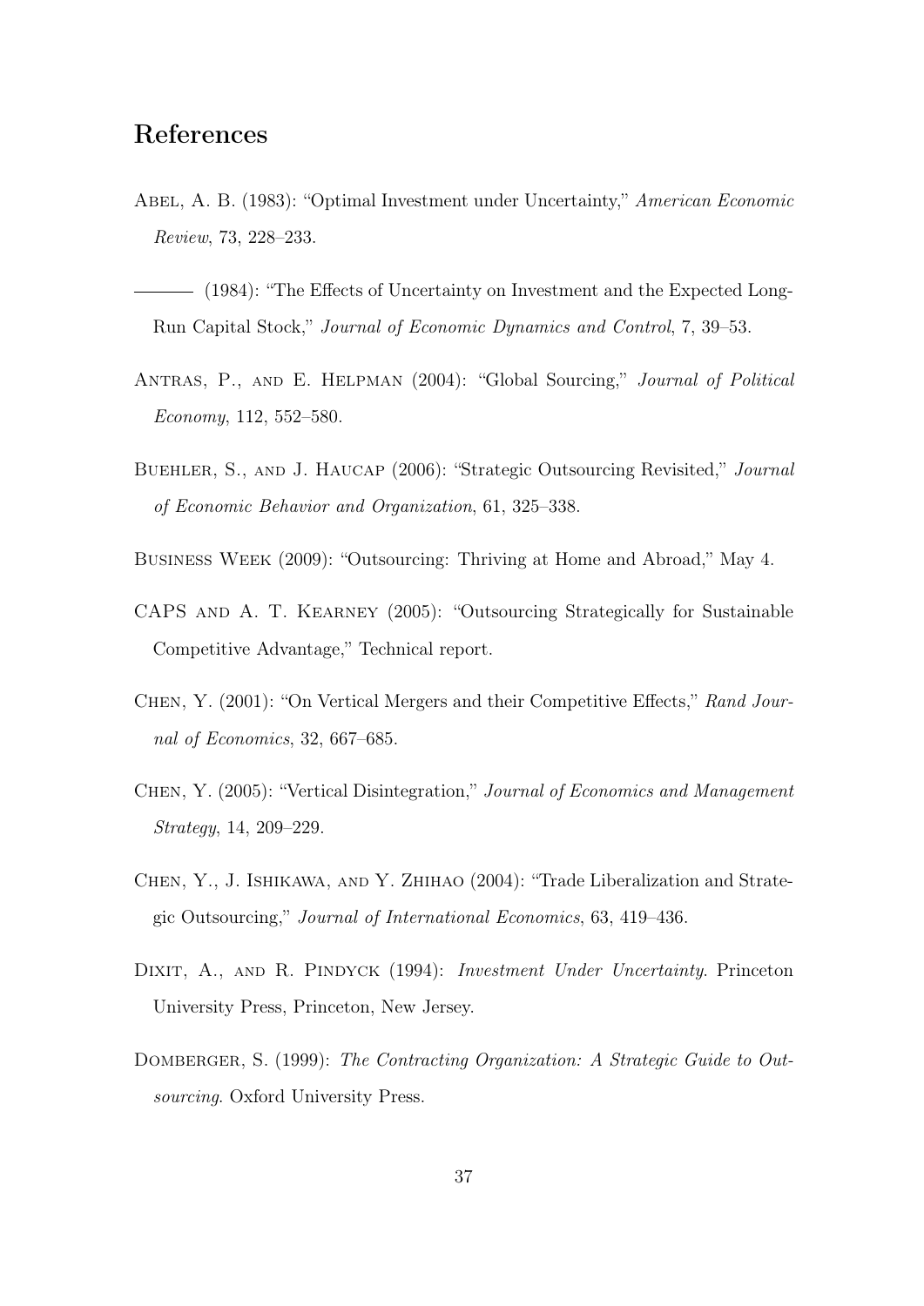## References

Abel, A. B. (1983): "Optimal Investment under Uncertainty," *American Economic Review*, 73, 228–233.

——— (1984): "The Effects of Uncertainty on Investment and the Expected Long-Run Capital Stock," *Journal of Economic Dynamics and Control*, 7, 39–53.

Antras, P., and E. Helpman (2004): "Global Sourcing," *Journal of Political Economy*, 112, 552–580.

Buehler, S., and J. Haucap (2006): "Strategic Outsourcing Revisited," *Journal of Economic Behavior and Organization*, 61, 325–338.

Business Week (2009): "Outsourcing: Thriving at Home and Abroad," May 4.

CAPS and A. T. Kearney (2005): "Outsourcing Strategically for Sustainable Competitive Advantage," Technical report.

Chen, Y. (2001): "On Vertical Mergers and their Competitive Effects," *Rand Journal of Economics*, 32, 667–685.

Chen, Y. (2005): "Vertical Disintegration," *Journal of Economics and Management Strategy*, 14, 209–229.

Chen, Y., J. Ishikawa, and Y. Zhihao (2004): "Trade Liberalization and Strategic Outsourcing," *Journal of International Economics*, 63, 419–436.

Dixit, A., and R. Pindyck (1994): *Investment Under Uncertainty*. Princeton University Press, Princeton, New Jersey.

Domberger, S. (1999): *The Contracting Organization: A Strategic Guide to Outsourcing*. Oxford University Press.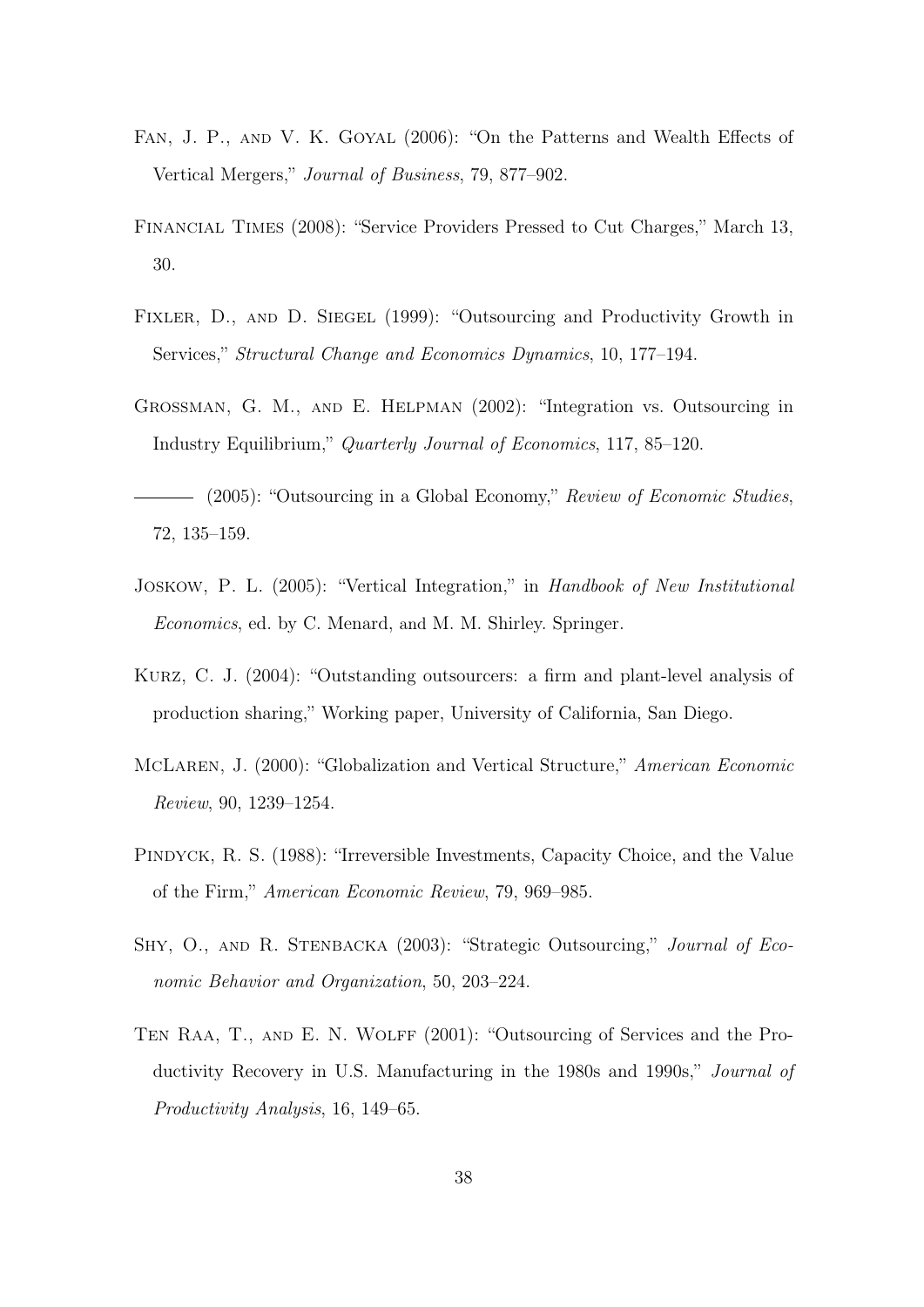Fan, J. P., and V. K. Goyal (2006): "On the Patterns and Wealth Effects of Vertical Mergers," *Journal of Business*, 79, 877–902.

Financial Times (2008): "Service Providers Pressed to Cut Charges," March 13, 30.

Fixler, D., and D. Siegel (1999): "Outsourcing and Productivity Growth in Services," *Structural Change and Economics Dynamics*, 10, 177–194.

Grossman, G. M., and E. Helpman (2002): "Integration vs. Outsourcing in Industry Equilibrium," *Quarterly Journal of Economics*, 117, 85–120.

——— (2005): "Outsourcing in a Global Economy," *Review of Economic Studies*, 72, 135–159.

Joskow, P. L. (2005): "Vertical Integration," in *Handbook of New Institutional Economics*, ed. by C. Menard, and M. M. Shirley. Springer.

Kurz, C. J. (2004): "Outstanding outsourcers: a firm and plant-level analysis of production sharing," Working paper, University of California, San Diego.

McLaren, J. (2000): "Globalization and Vertical Structure," *American Economic Review*, 90, 1239–1254.

Pindyck, R. S. (1988): "Irreversible Investments, Capacity Choice, and the Value of the Firm," *American Economic Review*, 79, 969–985.

Shy, O., and R. Stenbacka (2003): "Strategic Outsourcing," *Journal of Economic Behavior and Organization*, 50, 203–224.

Ten Raa, T., and E. N. Wolff (2001): "Outsourcing of Services and the Productivity Recovery in U.S. Manufacturing in the 1980s and 1990s," *Journal of Productivity Analysis*, 16, 149–65.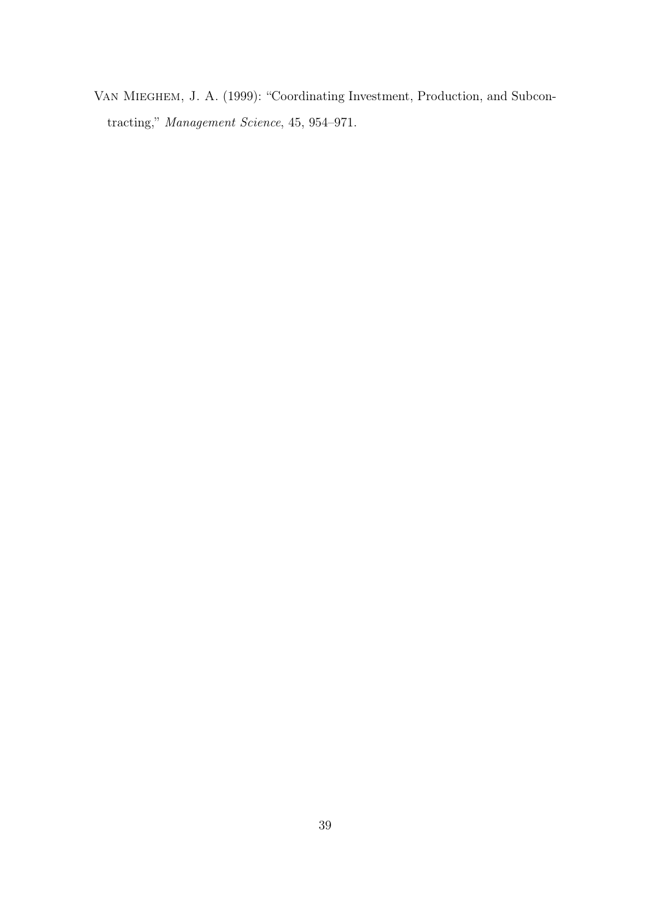Van Mieghem, J. A. (1999): "Coordinating Investment, Production, and Subcontracting," *Management Science*, 45, 954–971.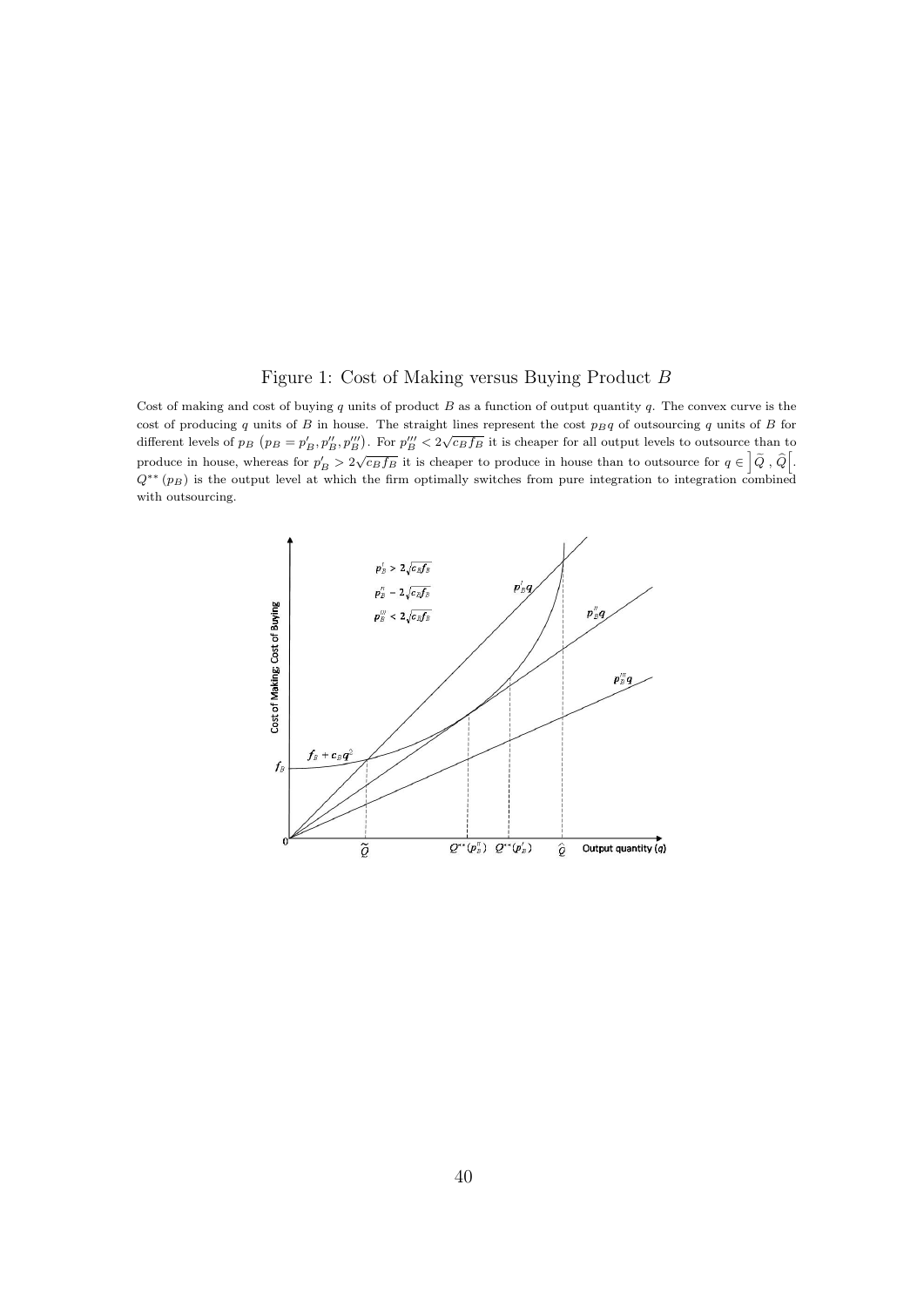Figure 1: Cost of Making versus Buying Product $B$

Cost of making and cost of buying $q$ units of product $B$ as a function of output quantity $q$. The convex curve is the cost of producing $q$ units of $B$ in house. The straight lines represent the cost $p_B q$ of outsourcing $q$ units of $B$ for different levels of $p_B$ $(p_B = p_B', p_B'', p_B''')$. For $p_B''' < 2\sqrt{c_B f_B}$ it is cheaper for all output levels to outsource than to produce in house, whereas for $p_B' > 2\sqrt{c_B f_B}$ it is cheaper to produce in house than to outsource for $q \in \left]\widetilde{Q}\,,\widehat{Q}\right[$. $Q^{**}(p_B)$ is the output level at which the firm optimally switches from pure integration to integration combined with outsourcing.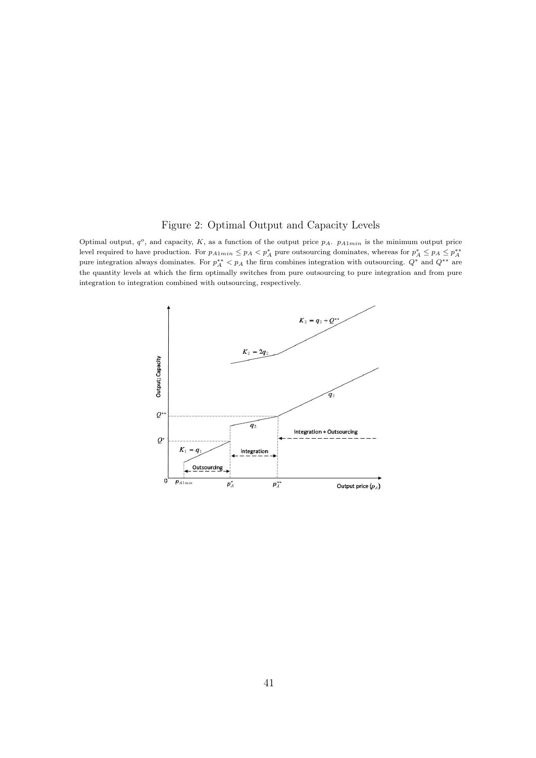Figure 2: Optimal Output and Capacity Levels

Optimal output, $q^o$, and capacity, $K$, as a function of the output price $p_A$. $p_{A1min}$ is the minimum output price level required to have production. For $p_{A1min} \leq p_A < p_A^*$ pure outsourcing dominates, whereas for $p_A^* \leq p_A \leq p_A^{**}$ pure integration always dominates. For $p_A^{**} < p_A$ the firm combines integration with outsourcing. $Q^*$ and $Q^{**}$ are the quantity levels at which the firm optimally switches from pure outsourcing to pure integration and from pure integration to integration combined with outsourcing, respectively.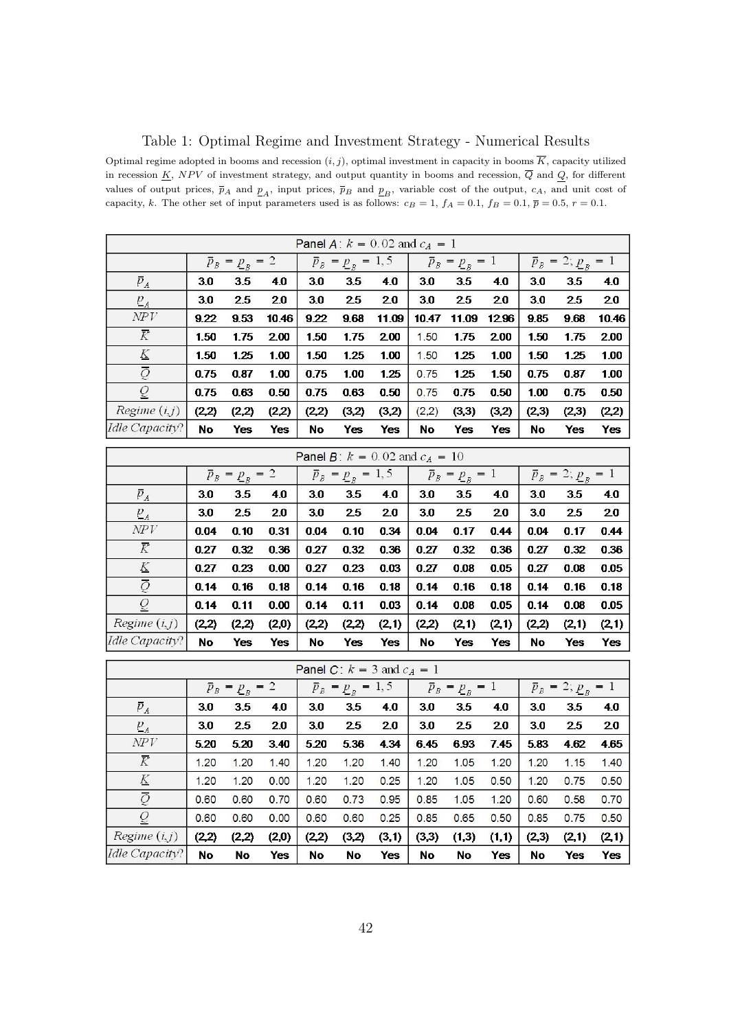Table 1: Optimal Regime and Investment Strategy - Numerical Results

Optimal regime adopted in booms and recession $(i, j)$, optimal investment in capacity in booms $\overline{K}$, capacity utilized in recession $\underline{K}$, $NPV$ of investment strategy, and output quantity in booms and recession, $\overline{Q}$ and $\underline{Q}$, for different values of output prices, $\overline{p}_A$ and $\underline{p}_A$, input prices, $\overline{p}_B$ and $\underline{p}_B$, variable cost of the output, $c_A$, and unit cost of capacity, $k$. The other set of input parameters used is as follows: $c_B = 1$, $f_A = 0.1$, $f_B = 0.1$, $\overline{p} = 0.5$, $r = 0.1$.

| Panel $A$: $k = 0.02$ and $c_A = 1$ | | | | | | | | | | | | |
|---|---|---|---|---|---|---|---|---|---|---|---|---|
| | $\overline{p}_B = \underline{p}_B = 2$ | | | $\overline{p}_B = \underline{p}_B = 1.5$ | | | $\overline{p}_B = \underline{p}_B = 1$ | | | $\overline{p}_B = 2; \underline{p}_B = 1$ | | |
| $\overline{p}_A$ | 3.0 | 3.5 | 4.0 | 3.0 | 3.5 | 4.0 | 3.0 | 3.5 | 4.0 | 3.0 | 3.5 | 4.0 |
| $\underline{p}_A$ | 3.0 | 2.5 | 2.0 | 3.0 | 2.5 | 2.0 | 3.0 | 2.5 | 2.0 | 3.0 | 2.5 | 2.0 |
| $NPV$ | 9.22 | 9.53 | 10.46 | 9.22 | 9.68 | 11.09 | 10.47 | 11.09 | 12.96 | 9.85 | 9.68 | 10.46 |
| $\overline{K}$ | 1.50 | 1.75 | 2.00 | 1.50 | 1.75 | 2.00 | 1.50 | 1.75 | 2.00 | 1.50 | 1.75 | 2.00 |
| $\underline{K}$ | 1.50 | 1.25 | 1.00 | 1.50 | 1.25 | 1.00 | 1.50 | 1.25 | 1.00 | 1.50 | 1.25 | 1.00 |
| $\overline{Q}$ | 0.75 | 0.87 | 1.00 | 0.75 | 1.00 | 1.25 | 0.75 | 1.25 | 1.50 | 0.75 | 0.87 | 1.00 |
| $\underline{Q}$ | 0.75 | 0.63 | 0.50 | 0.75 | 0.63 | 0.50 | 0.75 | 0.75 | 0.50 | 1.00 | 0.75 | 0.50 |
| *Regime* $(i,j)$ | (2,2) | (2,2) | (2,2) | (2,2) | (3,2) | (3,2) | (2,2) | (3,3) | (3,2) | (2,3) | (2,3) | (2,2) |
| *Idle Capacity?* | No | Yes | Yes | No | Yes | Yes | No | Yes | Yes | No | Yes | Yes |

| Panel $B$: $k = 0.02$ and $c_A = 10$ | | | | | | | | | | | | |
|---|---|---|---|---|---|---|---|---|---|---|---|---|
| | $\overline{p}_B = \underline{p}_B = 2$ | | | $\overline{p}_B = \underline{p}_B = 1.5$ | | | $\overline{p}_B = \underline{p}_B = 1$ | | | $\overline{p}_B = 2; \underline{p}_B = 1$ | | |
| $\overline{p}_A$ | 3.0 | 3.5 | 4.0 | 3.0 | 3.5 | 4.0 | 3.0 | 3.5 | 4.0 | 3.0 | 3.5 | 4.0 |
| $\underline{p}_A$ | 3.0 | 2.5 | 2.0 | 3.0 | 2.5 | 2.0 | 3.0 | 2.5 | 2.0 | 3.0 | 2.5 | 2.0 |
| $NPV$ | 0.04 | 0.10 | 0.31 | 0.04 | 0.10 | 0.34 | 0.04 | 0.17 | 0.44 | 0.04 | 0.17 | 0.44 |
| $\overline{K}$ | 0.27 | 0.32 | 0.36 | 0.27 | 0.32 | 0.36 | 0.27 | 0.32 | 0.36 | 0.27 | 0.32 | 0.36 |
| $\underline{K}$ | 0.27 | 0.23 | 0.00 | 0.27 | 0.23 | 0.03 | 0.27 | 0.08 | 0.05 | 0.27 | 0.08 | 0.05 |
| $\overline{Q}$ | 0.14 | 0.16 | 0.18 | 0.14 | 0.16 | 0.18 | 0.14 | 0.16 | 0.18 | 0.14 | 0.16 | 0.18 |
| $\underline{Q}$ | 0.14 | 0.11 | 0.00 | 0.14 | 0.11 | 0.03 | 0.14 | 0.08 | 0.05 | 0.14 | 0.08 | 0.05 |
| *Regime* $(i,j)$ | (2,2) | (2,2) | (2,0) | (2,2) | (2,2) | (2,1) | (2,2) | (2,1) | (2,1) | (2,2) | (2,1) | (2,1) |
| *Idle Capacity?* | No | Yes | Yes | No | Yes | Yes | No | Yes | Yes | No | Yes | Yes |

| Panel $C$: $k = 3$ and $c_A = 1$ | | | | | | | | | | | | |
|---|---|---|---|---|---|---|---|---|---|---|---|---|
| | $\overline{p}_B = \underline{p}_B = 2$ | | | $\overline{p}_B = \underline{p}_B = 1.5$ | | | $\overline{p}_B = \underline{p}_B = 1$ | | | $\overline{p}_B = 2; \underline{p}_B = 1$ | | |
| $\overline{p}_A$ | 3.0 | 3.5 | 4.0 | 3.0 | 3.5 | 4.0 | 3.0 | 3.5 | 4.0 | 3.0 | 3.5 | 4.0 |
| $\underline{p}_A$ | 3.0 | 2.5 | 2.0 | 3.0 | 2.5 | 2.0 | 3.0 | 2.5 | 2.0 | 3.0 | 2.5 | 2.0 |
| $NPV$ | 5.20 | 5.20 | 3.40 | 5.20 | 5.36 | 4.34 | 6.45 | 6.93 | 7.45 | 5.83 | 4.62 | 4.65 |
| $\overline{K}$ | 1.20 | 1.20 | 1.40 | 1.20 | 1.20 | 1.40 | 1.20 | 1.05 | 1.20 | 1.20 | 1.15 | 1.40 |
| $\underline{K}$ | 1.20 | 1.20 | 0.00 | 1.20 | 1.20 | 0.25 | 1.20 | 1.05 | 0.50 | 1.20 | 0.75 | 0.50 |
| $\overline{Q}$ | 0.60 | 0.60 | 0.70 | 0.60 | 0.73 | 0.95 | 0.85 | 1.05 | 1.20 | 0.60 | 0.58 | 0.70 |
| $\underline{Q}$ | 0.60 | 0.60 | 0.00 | 0.60 | 0.60 | 0.25 | 0.85 | 0.65 | 0.50 | 0.85 | 0.75 | 0.50 |
| *Regime* $(i,j)$ | (2,2) | (2,2) | (2,0) | (2,2) | (3,2) | (3,1) | (3,3) | (1,3) | (1,1) | (2,3) | (2,1) | (2,1) |
| *Idle Capacity?* | No | No | Yes | No | No | Yes | No | No | Yes | No | Yes | Yes |